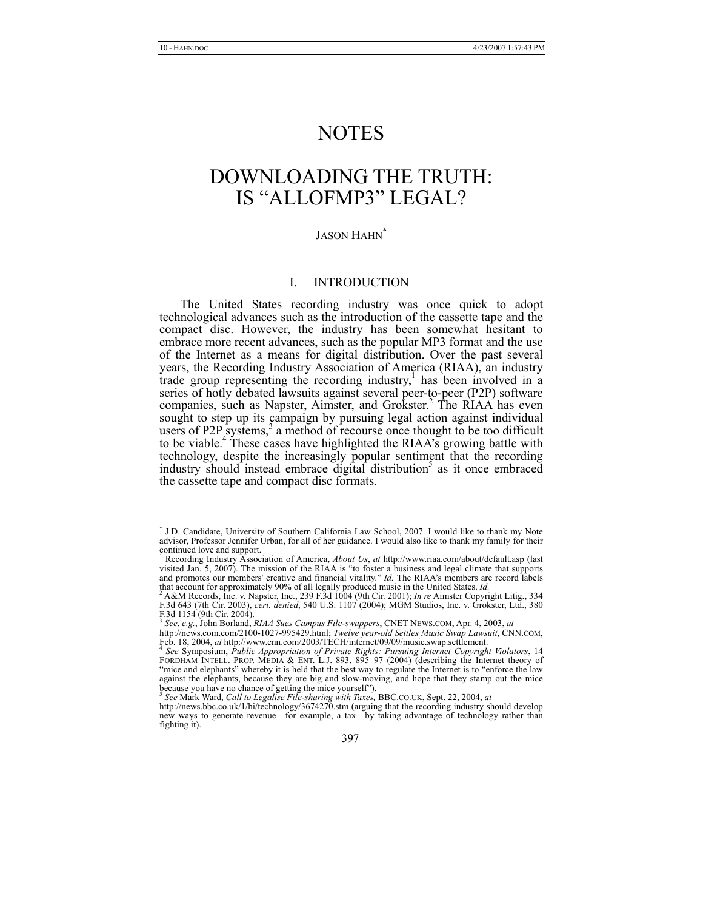# NOTES

# DOWNLOADING THE TRUTH: IS "ALLOFMP3" LEGAL?

JASON HAHN*

## I. INTRODUCTION

The United States recording industry was once quick to adopt technological advances such as the introduction of the cassette tape and the compact disc. However, the industry has been somewhat hesitant to embrace more recent advances, such as the popular MP3 format and the use of the Internet as a means for digital distribution. Over the past several years, the Recording Industry Association of America (RIAA), an industry trade group representing the recording industry,[1] has been involved in a series of hotly debated lawsuits against several peer-to-peer (P2P) software companies, such as Napster, Aimster, and Grokster.[2] The RIAA has even sought to step up its campaign by pursuing legal action against individual users of P2P systems,[3] a method of recourse once thought to be too difficult to be viable.[4] These cases have highlighted the RIAA's growing battle with technology, despite the increasingly popular sentiment that the recording industry should instead embrace digital distribution[5] as it once embraced the cassette tape and compact disc formats.

---

\* J.D. Candidate, University of Southern California Law School, 2007. I would like to thank my Note advisor, Professor Jennifer Urban, for all of her guidance. I would also like to thank my family for their continued love and support.

[1] Recording Industry Association of America, *About Us*, *at* http://www.riaa.com/about/default.asp (last visited Jan. 5, 2007). The mission of the RIAA is "to foster a business and legal climate that supports and promotes our members' creative and financial vitality." *Id.* The RIAA's members are record labels that account for approximately 90% of all legally produced music in the United States. *Id.*

[2] A&M Records, Inc. v. Napster, Inc., 239 F.3d 1004 (9th Cir. 2001); *In re* Aimster Copyright Litig., 334 F.3d 643 (7th Cir. 2003), *cert. denied*, 540 U.S. 1107 (2004); MGM Studios, Inc. v. Grokster, Ltd., 380 F.3d 1154 (9th Cir. 2004).

[3] *See*, *e.g.*, John Borland, *RIAA Sues Campus File-swappers*, CNET NEWS.COM, Apr. 4, 2003, *at* http://news.com.com/2100-1027-995429.html; *Twelve year-old Settles Music Swap Lawsuit*, CNN.COM, Feb. 18, 2004, *at* http://www.cnn.com/2003/TECH/internet/09/09/music.swap.settlement.

[4] *See* Symposium, *Public Appropriation of Private Rights: Pursuing Internet Copyright Violators*, 14 FORDHAM INTELL. PROP. MEDIA & ENT. L.J. 893, 895–97 (2004) (describing the Internet theory of "mice and elephants" whereby it is held that the best way to regulate the Internet is to "enforce the law against the elephants, because they are big and slow-moving, and hope that they stamp out the mice because you have no chance of getting the mice yourself").

[5] *See* Mark Ward, *Call to Legalise File-sharing with Taxes,* BBC.CO.UK, Sept. 22, 2004, *at* http://news.bbc.co.uk/1/hi/technology/3674270.stm (arguing that the recording industry should develop new ways to generate revenue—for example, a tax—by taking advantage of technology rather than fighting it).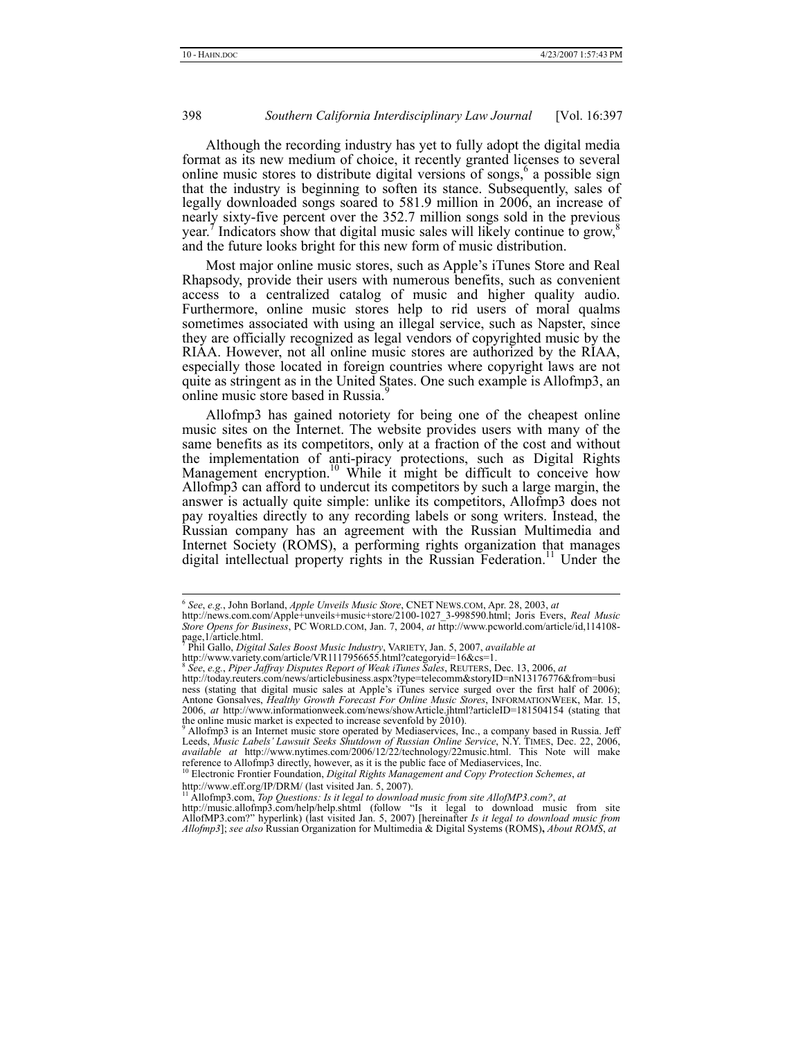Although the recording industry has yet to fully adopt the digital media format as its new medium of choice, it recently granted licenses to several online music stores to distribute digital versions of songs,[6] a possible sign that the industry is beginning to soften its stance. Subsequently, sales of legally downloaded songs soared to 581.9 million in 2006, an increase of nearly sixty-five percent over the 352.7 million songs sold in the previous year.[7] Indicators show that digital music sales will likely continue to grow,[8] and the future looks bright for this new form of music distribution.

Most major online music stores, such as Apple's iTunes Store and Real Rhapsody, provide their users with numerous benefits, such as convenient access to a centralized catalog of music and higher quality audio. Furthermore, online music stores help to rid users of moral qualms sometimes associated with using an illegal service, such as Napster, since they are officially recognized as legal vendors of copyrighted music by the RIAA. However, not all online music stores are authorized by the RIAA, especially those located in foreign countries where copyright laws are not quite as stringent as in the United States. One such example is Allofmp3, an online music store based in Russia.[9]

Allofmp3 has gained notoriety for being one of the cheapest online music sites on the Internet. The website provides users with many of the same benefits as its competitors, only at a fraction of the cost and without the implementation of anti-piracy protections, such as Digital Rights Management encryption.[10] While it might be difficult to conceive how Allofmp3 can afford to undercut its competitors by such a large margin, the answer is actually quite simple: unlike its competitors, Allofmp3 does not pay royalties directly to any recording labels or song writers. Instead, the Russian company has an agreement with the Russian Multimedia and Internet Society (ROMS), a performing rights organization that manages digital intellectual property rights in the Russian Federation.[11] Under the

---

[6] *See, e.g.*, John Borland, *Apple Unveils Music Store*, CNET NEWS.COM, Apr. 28, 2003, *at* http://news.com.com/Apple+unveils+music+store/2100-1027_3-998590.html; Joris Evers, *Real Music Store Opens for Business*, PC WORLD.COM, Jan. 7, 2004, *at* http://www.pcworld.com/article/id,114108-page,1/article.html.

[7] Phil Gallo, *Digital Sales Boost Music Industry*, VARIETY, Jan. 5, 2007, *available at* http://www.variety.com/article/VR1117956655.html?categoryid=16&cs=1.

[8] *See, e.g.*, *Piper Jaffray Disputes Report of Weak iTunes Sales*, REUTERS, Dec. 13, 2006, *at* http://today.reuters.com/news/articlebusiness.aspx?type=telecomm&storyID=nN13176776&from=business (stating that digital music sales at Apple's iTunes service surged over the first half of 2006); Antone Gonsalves, *Healthy Growth Forecast For Online Music Stores*, INFORMATIONWEEK, Mar. 15, 2006, *at* http://www.informationweek.com/news/showArticle.jhtml?articleID=181504154 (stating that the online music market is expected to increase sevenfold by 2010).

[9] Allofmp3 is an Internet music store operated by Mediaservices, Inc., a company based in Russia. Jeff Leeds, *Music Labels' Lawsuit Seeks Shutdown of Russian Online Service*, N.Y. TIMES, Dec. 22, 2006, *available at* http://www.nytimes.com/2006/12/22/technology/22music.html. This Note will make reference to Allofmp3 directly, however, as it is the public face of Mediaservices, Inc.

[10] Electronic Frontier Foundation, *Digital Rights Management and Copy Protection Schemes*, *at* http://www.eff.org/IP/DRM/ (last visited Jan. 5, 2007).

[11] Allofmp3.com, *Top Questions: Is it legal to download music from site AllofMP3.com?*, *at* http://music.allofmp3.com/help/help.shtml (follow "Is it legal to download music from site AllofMP3.com?" hyperlink) (last visited Jan. 5, 2007) [hereinafter *Is it legal to download music from Allofmp3*]; *see also* Russian Organization for Multimedia & Digital Systems (ROMS), *About ROMS*, *at*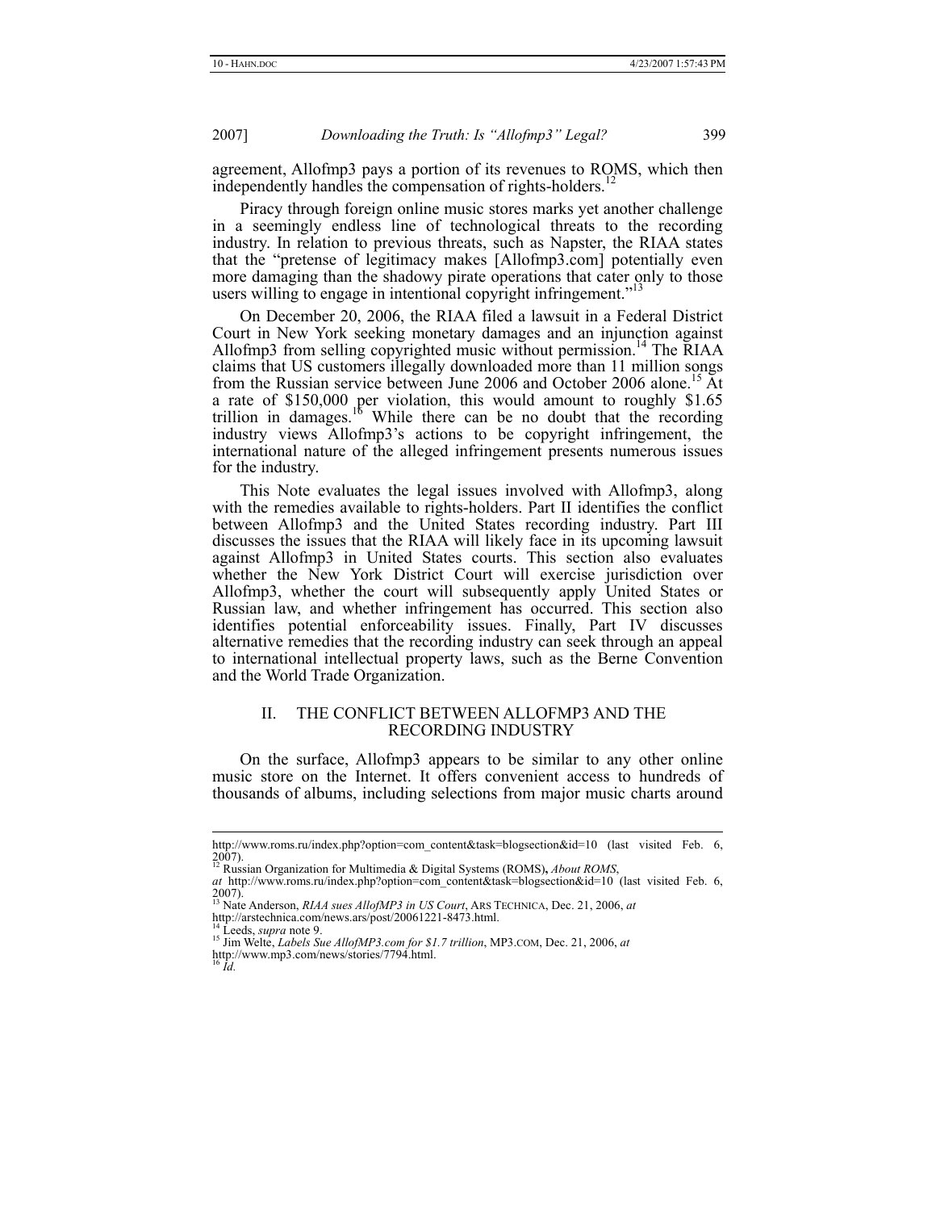agreement, Allofmp3 pays a portion of its revenues to ROMS, which then independently handles the compensation of rights-holders.[12]

Piracy through foreign online music stores marks yet another challenge in a seemingly endless line of technological threats to the recording industry. In relation to previous threats, such as Napster, the RIAA states that the "pretense of legitimacy makes [Allofmp3.com] potentially even more damaging than the shadowy pirate operations that cater only to those users willing to engage in intentional copyright infringement."[13]

On December 20, 2006, the RIAA filed a lawsuit in a Federal District Court in New York seeking monetary damages and an injunction against Allofmp3 from selling copyrighted music without permission.[14] The RIAA claims that US customers illegally downloaded more than 11 million songs from the Russian service between June 2006 and October 2006 alone.[15] At a rate of $150,000 per violation, this would amount to roughly $1.65 trillion in damages.[16] While there can be no doubt that the recording industry views Allofmp3's actions to be copyright infringement, the international nature of the alleged infringement presents numerous issues for the industry.

This Note evaluates the legal issues involved with Allofmp3, along with the remedies available to rights-holders. Part II identifies the conflict between Allofmp3 and the United States recording industry. Part III discusses the issues that the RIAA will likely face in its upcoming lawsuit against Allofmp3 in United States courts. This section also evaluates whether the New York District Court will exercise jurisdiction over Allofmp3, whether the court will subsequently apply United States or Russian law, and whether infringement has occurred. This section also identifies potential enforceability issues. Finally, Part IV discusses alternative remedies that the recording industry can seek through an appeal to international intellectual property laws, such as the Berne Convention and the World Trade Organization.

## II. THE CONFLICT BETWEEN ALLOFMP3 AND THE RECORDING INDUSTRY

On the surface, Allofmp3 appears to be similar to any other online music store on the Internet. It offers convenient access to hundreds of thousands of albums, including selections from major music charts around

---

http://www.roms.ru/index.php?option=com_content&task=blogsection&id=10 (last visited Feb. 6, 2007).

[12] Russian Organization for Multimedia & Digital Systems (ROMS), *About ROMS*, *at* http://www.roms.ru/index.php?option=com_content&task=blogsection&id=10 (last visited Feb. 6, 2007).

[13] Nate Anderson, *RIAA sues AllofMP3 in US Court*, ARS TECHNICA, Dec. 21, 2006, *at* http://arstechnica.com/news.ars/post/20061221-8473.html.

[14] Leeds, *supra* note 9.

[15] Jim Welte, *Labels Sue AllofMP3.com for $1.7 trillion*, MP3.COM, Dec. 21, 2006, *at* http://www.mp3.com/news/stories/7794.html.

[16] *Id.*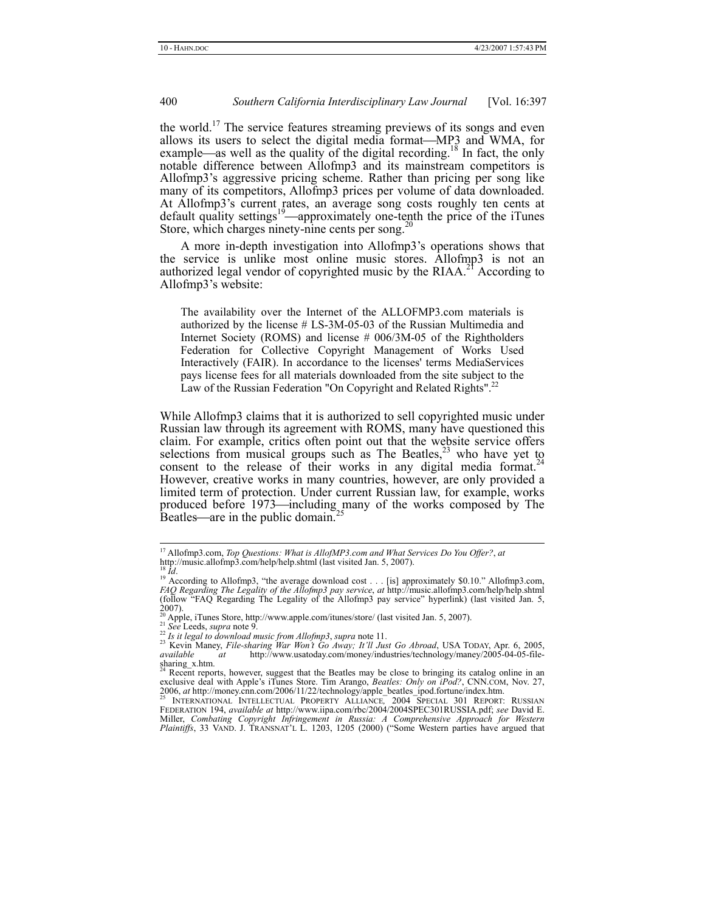the world.[17] The service features streaming previews of its songs and even allows its users to select the digital media format—MP3 and WMA, for example—as well as the quality of the digital recording.[18] In fact, the only notable difference between Allofmp3 and its mainstream competitors is Allofmp3's aggressive pricing scheme. Rather than pricing per song like many of its competitors, Allofmp3 prices per volume of data downloaded. At Allofmp3's current rates, an average song costs roughly ten cents at default quality settings[19]—approximately one-tenth the price of the iTunes Store, which charges ninety-nine cents per song.[20]

A more in-depth investigation into Allofmp3's operations shows that the service is unlike most online music stores. Allofmp3 is not an authorized legal vendor of copyrighted music by the RIAA.[21] According to Allofmp3's website:

> The availability over the Internet of the ALLOFMP3.com materials is authorized by the license # LS-3M-05-03 of the Russian Multimedia and Internet Society (ROMS) and license # 006/3M-05 of the Rightholders Federation for Collective Copyright Management of Works Used Interactively (FAIR). In accordance to the licenses' terms MediaServices pays license fees for all materials downloaded from the site subject to the Law of the Russian Federation "On Copyright and Related Rights".[22]

While Allofmp3 claims that it is authorized to sell copyrighted music under Russian law through its agreement with ROMS, many have questioned this claim. For example, critics often point out that the website service offers selections from musical groups such as The Beatles,[23] who have yet to consent to the release of their works in any digital media format.[24] However, creative works in many countries, however, are only provided a limited term of protection. Under current Russian law, for example, works produced before 1973—including many of the works composed by The Beatles—are in the public domain.[25]

---

[17] Allofmp3.com, *Top Questions: What is AllofMP3.com and What Services Do You Offer?*, *at* http://music.allofmp3.com/help/help.shtml (last visited Jan. 5, 2007).

[18] *Id*.

[19] According to Allofmp3, "the average download cost . . . [is] approximately $0.10." Allofmp3.com, *FAQ Regarding The Legality of the Allofmp3 pay service*, *at* http://music.allofmp3.com/help/help.shtml (follow "FAQ Regarding The Legality of the Allofmp3 pay service" hyperlink) (last visited Jan. 5, 2007).

[20] Apple, iTunes Store, http://www.apple.com/itunes/store/ (last visited Jan. 5, 2007).

[21] *See* Leeds, *supra* note 9.

[22] *Is it legal to download music from Allofmp3*, *supra* note 11.

[23] Kevin Maney, *File-sharing War Won't Go Away; It'll Just Go Abroad*, USA TODAY, Apr. 6, 2005, *available at* http://www.usatoday.com/money/industries/technology/maney/2005-04-05-file-sharing_x.htm.

[24] Recent reports, however, suggest that the Beatles may be close to bringing its catalog online in an exclusive deal with Apple's iTunes Store. Tim Arango, *Beatles: Only on iPod?*, CNN.COM, Nov. 27, 2006, *at* http://money.cnn.com/2006/11/22/technology/apple_beatles_ipod.fortune/index.htm.

[25] INTERNATIONAL INTELLECTUAL PROPERTY ALLIANCE, 2004 SPECIAL 301 REPORT: RUSSIAN FEDERATION 194, *available at* http://www.iipa.com/rbc/2004/2004SPEC301RUSSIA.pdf; *see* David E. Miller, *Combating Copyright Infringement in Russia: A Comprehensive Approach for Western Plaintiffs*, 33 VAND. J. TRANSNAT'L L. 1203, 1205 (2000) ("Some Western parties have argued that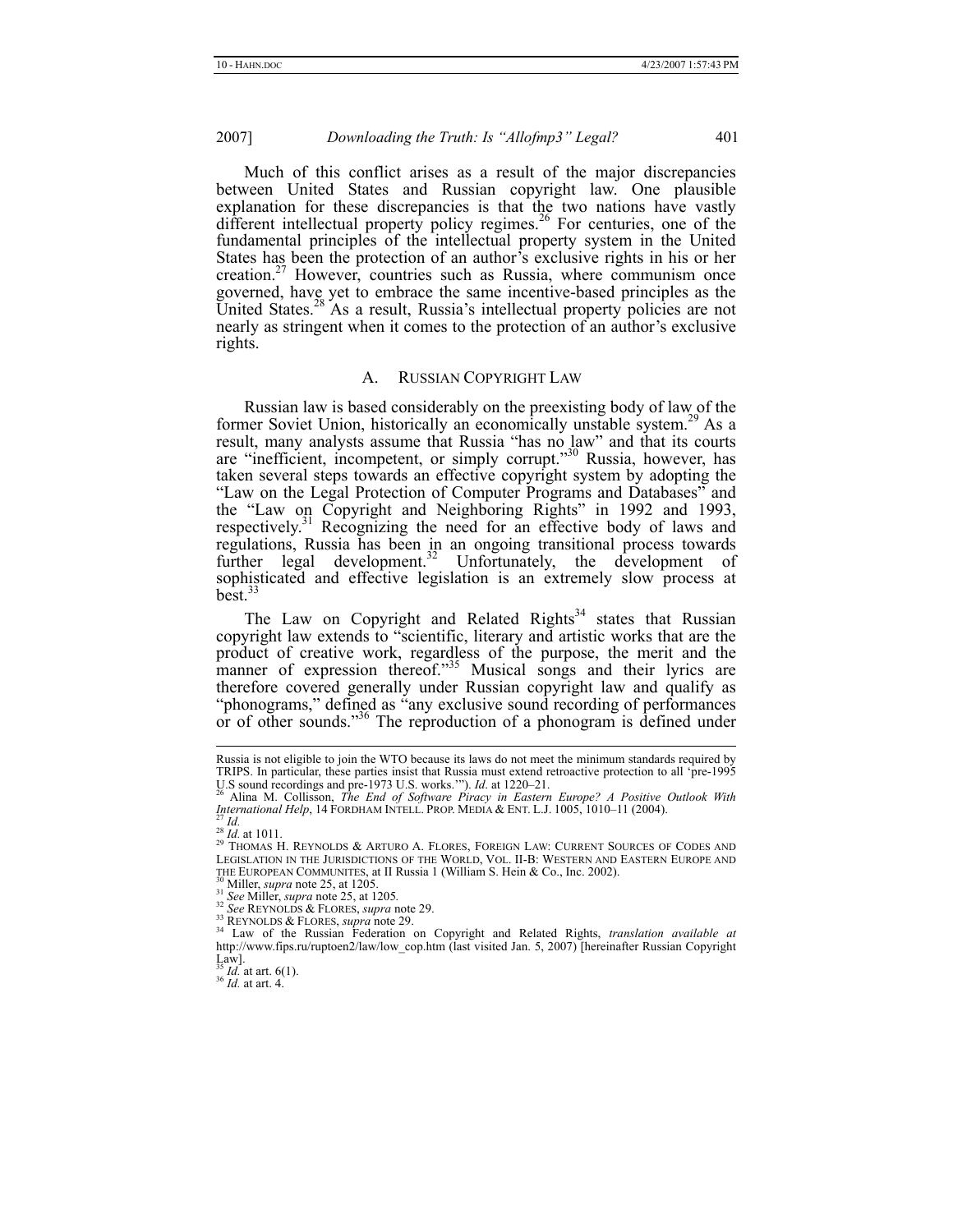Much of this conflict arises as a result of the major discrepancies between United States and Russian copyright law. One plausible explanation for these discrepancies is that the two nations have vastly different intellectual property policy regimes.[26] For centuries, one of the fundamental principles of the intellectual property system in the United States has been the protection of an author's exclusive rights in his or her creation.[27] However, countries such as Russia, where communism once governed, have yet to embrace the same incentive-based principles as the United States.[28] As a result, Russia's intellectual property policies are not nearly as stringent when it comes to the protection of an author's exclusive rights.

## A. RUSSIAN COPYRIGHT LAW

Russian law is based considerably on the preexisting body of law of the former Soviet Union, historically an economically unstable system.[29] As a result, many analysts assume that Russia "has no law" and that its courts are "inefficient, incompetent, or simply corrupt."[30] Russia, however, has taken several steps towards an effective copyright system by adopting the "Law on the Legal Protection of Computer Programs and Databases" and the "Law on Copyright and Neighboring Rights" in 1992 and 1993, respectively.[31] Recognizing the need for an effective body of laws and regulations, Russia has been in an ongoing transitional process towards further legal development.[32] Unfortunately, the development of sophisticated and effective legislation is an extremely slow process at best.[33]

The Law on Copyright and Related Rights[34] states that Russian copyright law extends to "scientific, literary and artistic works that are the product of creative work, regardless of the purpose, the merit and the manner of expression thereof."[35] Musical songs and their lyrics are therefore covered generally under Russian copyright law and qualify as "phonograms," defined as "any exclusive sound recording of performances or of other sounds."[36] The reproduction of a phonogram is defined under

---

Russia is not eligible to join the WTO because its laws do not meet the minimum standards required by TRIPS. In particular, these parties insist that Russia must extend retroactive protection to all 'pre-1995 U.S sound recordings and pre-1973 U.S. works.'"). *Id.* at 1220–21.

[26] Alina M. Collisson, *The End of Software Piracy in Eastern Europe? A Positive Outlook With International Help*, 14 FORDHAM INTELL. PROP. MEDIA & ENT. L.J. 1005, 1010–11 (2004).

[27] *Id.*

[28] *Id.* at 1011.

[29] THOMAS H. REYNOLDS & ARTURO A. FLORES, FOREIGN LAW: CURRENT SOURCES OF CODES AND LEGISLATION IN THE JURISDICTIONS OF THE WORLD, VOL. II-B: WESTERN AND EASTERN EUROPE AND THE EUROPEAN COMMUNITES, at II Russia 1 (William S. Hein & Co., Inc. 2002).

[30] Miller, *supra* note 25, at 1205.

[31] *See* Miller, *supra* note 25, at 1205.

[32] *See* REYNOLDS & FLORES, *supra* note 29.

[33] REYNOLDS & FLORES, *supra* note 29.

[34] Law of the Russian Federation on Copyright and Related Rights, *translation available at* http://www.fips.ru/ruptoen2/law/low_cop.htm (last visited Jan. 5, 2007) [hereinafter Russian Copyright Law].

[35] *Id.* at art. 6(1).

[36] *Id.* at art. 4.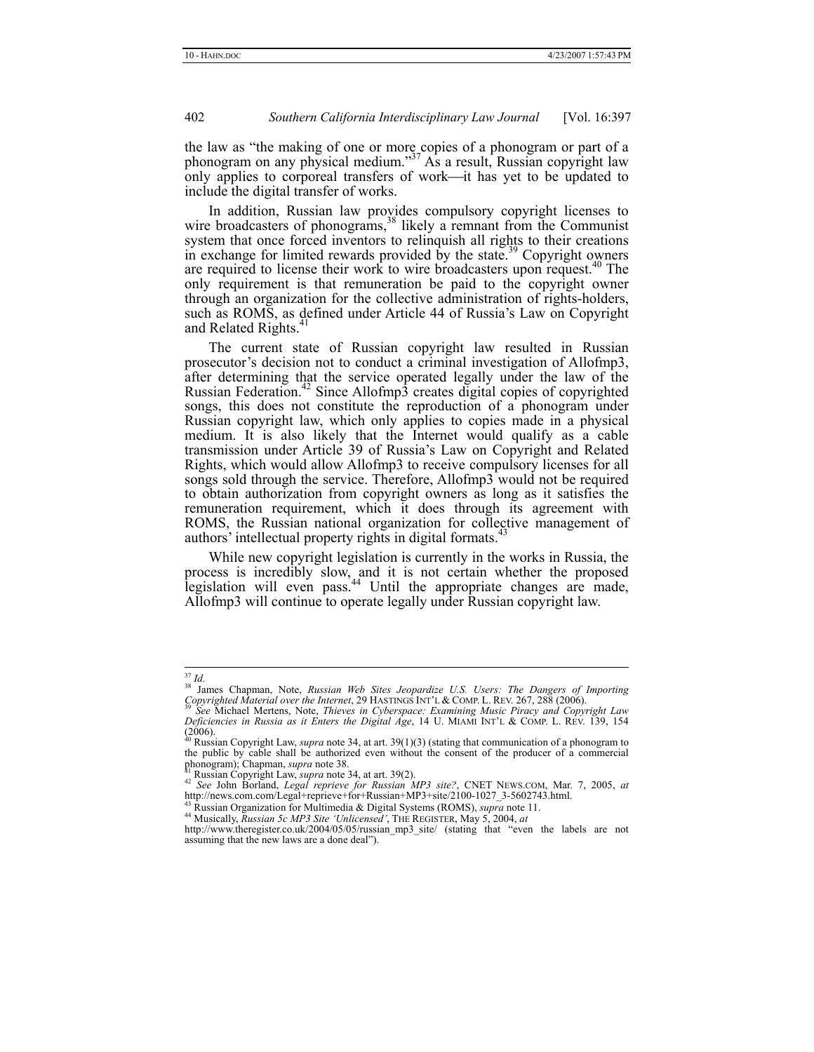the law as "the making of one or more copies of a phonogram or part of a phonogram on any physical medium."[37] As a result, Russian copyright law only applies to corporeal transfers of work—it has yet to be updated to include the digital transfer of works.

In addition, Russian law provides compulsory copyright licenses to wire broadcasters of phonograms,[38] likely a remnant from the Communist system that once forced inventors to relinquish all rights to their creations in exchange for limited rewards provided by the state.[39] Copyright owners are required to license their work to wire broadcasters upon request.[40] The only requirement is that remuneration be paid to the copyright owner through an organization for the collective administration of rights-holders, such as ROMS, as defined under Article 44 of Russia's Law on Copyright and Related Rights.[41]

The current state of Russian copyright law resulted in Russian prosecutor's decision not to conduct a criminal investigation of Allofmp3, after determining that the service operated legally under the law of the Russian Federation.[42] Since Allofmp3 creates digital copies of copyrighted songs, this does not constitute the reproduction of a phonogram under Russian copyright law, which only applies to copies made in a physical medium. It is also likely that the Internet would qualify as a cable transmission under Article 39 of Russia's Law on Copyright and Related Rights, which would allow Allofmp3 to receive compulsory licenses for all songs sold through the service. Therefore, Allofmp3 would not be required to obtain authorization from copyright owners as long as it satisfies the remuneration requirement, which it does through its agreement with ROMS, the Russian national organization for collective management of authors' intellectual property rights in digital formats.[43]

While new copyright legislation is currently in the works in Russia, the process is incredibly slow, and it is not certain whether the proposed legislation will even pass.[44] Until the appropriate changes are made, Allofmp3 will continue to operate legally under Russian copyright law.

---

[37] *Id.*

[38] James Chapman, Note, *Russian Web Sites Jeopardize U.S. Users: The Dangers of Importing Copyrighted Material over the Internet*, 29 HASTINGS INT'L & COMP. L. REV. 267, 288 (2006).

[39] *See* Michael Mertens, Note, *Thieves in Cyberspace: Examining Music Piracy and Copyright Law Deficiencies in Russia as it Enters the Digital Age*, 14 U. MIAMI INT'L & COMP. L. REV. 139, 154 (2006).

[40] Russian Copyright Law, *supra* note 34, at art. 39(1)(3) (stating that communication of a phonogram to the public by cable shall be authorized even without the consent of the producer of a commercial phonogram); Chapman, *supra* note 38.

[41] Russian Copyright Law, *supra* note 34, at art. 39(2).

[42] *See* John Borland, *Legal reprieve for Russian MP3 site?*, CNET NEWS.COM, Mar. 7, 2005, *at* http://news.com.com/Legal+reprieve+for+Russian+MP3+site/2100-1027_3-5602743.html.

[43] Russian Organization for Multimedia & Digital Systems (ROMS), *supra* note 11.

[44] Musically, *Russian 5c MP3 Site 'Unlicensed'*, THE REGISTER, May 5, 2004, *at* http://www.theregister.co.uk/2004/05/05/russian_mp3_site/ (stating that "even the labels are not assuming that the new laws are a done deal").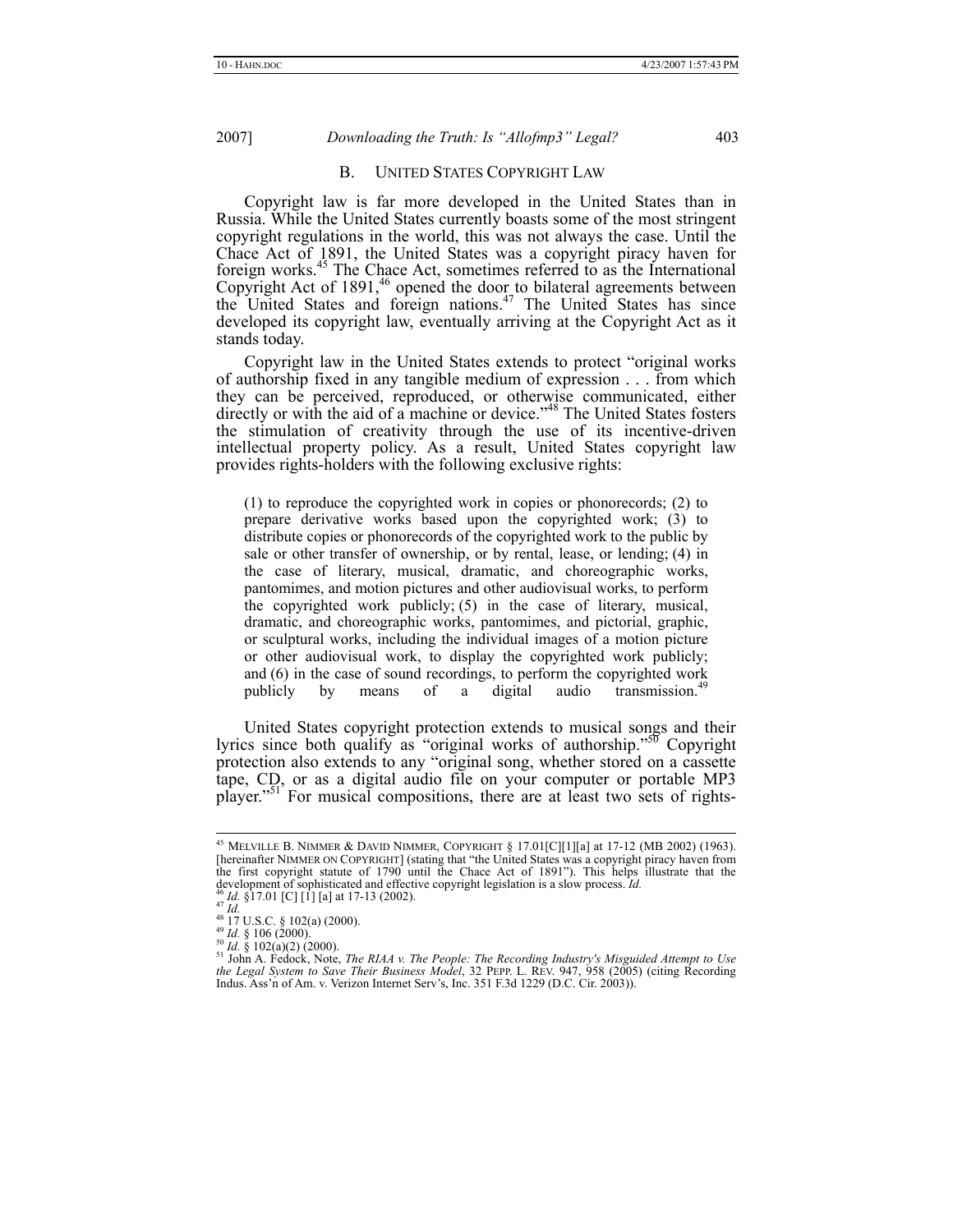### B. UNITED STATES COPYRIGHT LAW

Copyright law is far more developed in the United States than in Russia. While the United States currently boasts some of the most stringent copyright regulations in the world, this was not always the case. Until the Chace Act of 1891, the United States was a copyright piracy haven for foreign works.[45] The Chace Act, sometimes referred to as the International Copyright Act of 1891,[46] opened the door to bilateral agreements between the United States and foreign nations.[47] The United States has since developed its copyright law, eventually arriving at the Copyright Act as it stands today.

Copyright law in the United States extends to protect "original works of authorship fixed in any tangible medium of expression . . . from which they can be perceived, reproduced, or otherwise communicated, either directly or with the aid of a machine or device."[48] The United States fosters the stimulation of creativity through the use of its incentive-driven intellectual property policy. As a result, United States copyright law provides rights-holders with the following exclusive rights:

> (1) to reproduce the copyrighted work in copies or phonorecords; (2) to prepare derivative works based upon the copyrighted work; (3) to distribute copies or phonorecords of the copyrighted work to the public by sale or other transfer of ownership, or by rental, lease, or lending; (4) in the case of literary, musical, dramatic, and choreographic works, pantomimes, and motion pictures and other audiovisual works, to perform the copyrighted work publicly; (5) in the case of literary, musical, dramatic, and choreographic works, pantomimes, and pictorial, graphic, or sculptural works, including the individual images of a motion picture or other audiovisual work, to display the copyrighted work publicly; and (6) in the case of sound recordings, to perform the copyrighted work publicly by means of a digital audio transmission.[49]

United States copyright protection extends to musical songs and their lyrics since both qualify as "original works of authorship."[50] Copyright protection also extends to any "original song, whether stored on a cassette tape, CD, or as a digital audio file on your computer or portable MP3 player."[51] For musical compositions, there are at least two sets of rights-

---

[45] MELVILLE B. NIMMER & DAVID NIMMER, COPYRIGHT § 17.01[C][1][a] at 17-12 (MB 2002) (1963). [hereinafter NIMMER ON COPYRIGHT] (stating that "the United States was a copyright piracy haven from the first copyright statute of 1790 until the Chace Act of 1891"). This helps illustrate that the development of sophisticated and effective copyright legislation is a slow process. *Id.*

[46] *Id.* §17.01 [C] [1] [a] at 17-13 (2002).

[47] *Id.*

[48] 17 U.S.C. § 102(a) (2000).

[49] *Id.* § 106 (2000).

[50] *Id.* § 102(a)(2) (2000).

[51] John A. Fedock, Note, *The RIAA v. The People: The Recording Industry's Misguided Attempt to Use the Legal System to Save Their Business Model*, 32 PEPP. L. REV. 947, 958 (2005) (citing Recording Indus. Ass'n of Am. v. Verizon Internet Serv's, Inc. 351 F.3d 1229 (D.C. Cir. 2003)).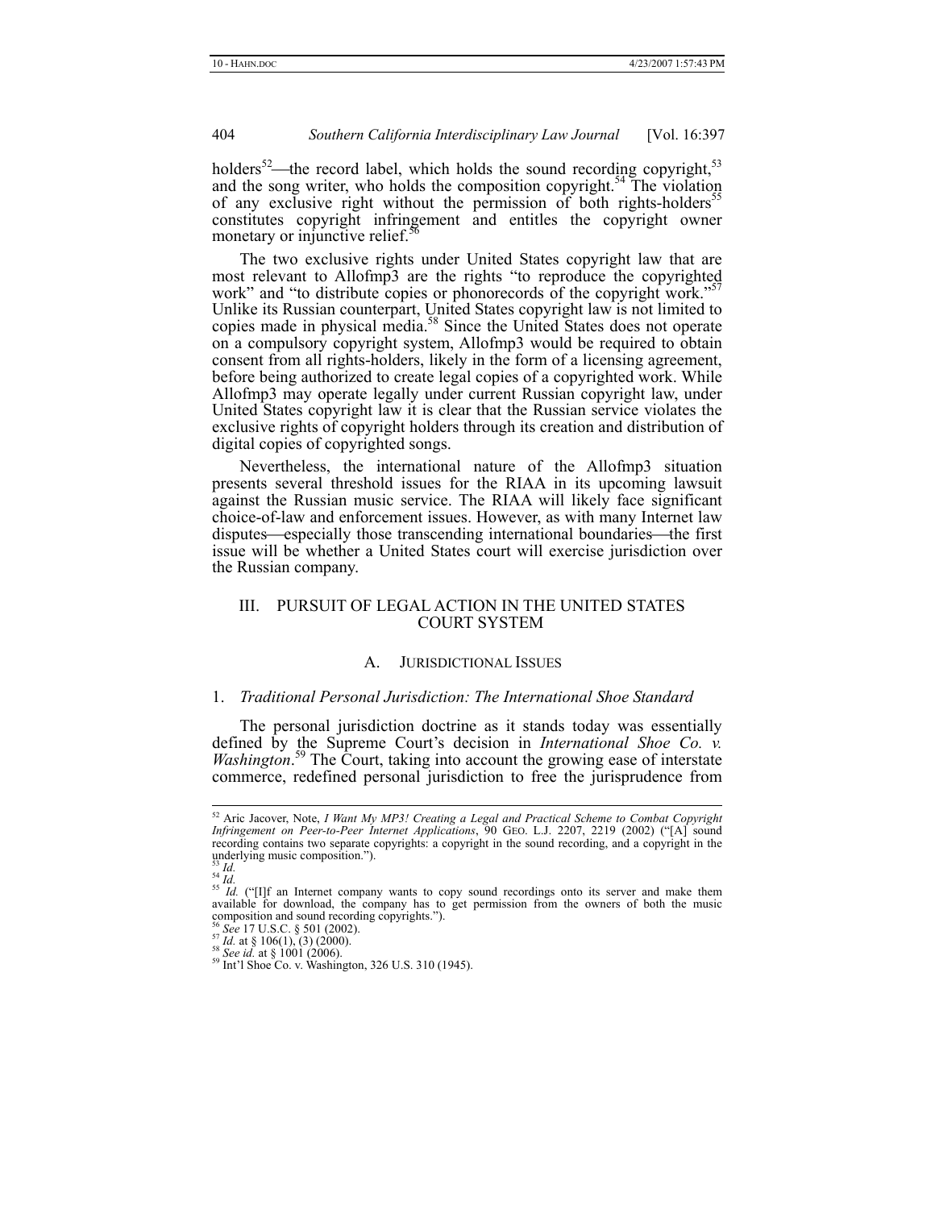holders[52]—the record label, which holds the sound recording copyright,[53] and the song writer, who holds the composition copyright.[54] The violation of any exclusive right without the permission of both rights-holders[55] constitutes copyright infringement and entitles the copyright owner monetary or injunctive relief.[56]

The two exclusive rights under United States copyright law that are most relevant to Allofmp3 are the rights "to reproduce the copyrighted work" and "to distribute copies or phonorecords of the copyright work."[57] Unlike its Russian counterpart, United States copyright law is not limited to copies made in physical media.[58] Since the United States does not operate on a compulsory copyright system, Allofmp3 would be required to obtain consent from all rights-holders, likely in the form of a licensing agreement, before being authorized to create legal copies of a copyrighted work. While Allofmp3 may operate legally under current Russian copyright law, under United States copyright law it is clear that the Russian service violates the exclusive rights of copyright holders through its creation and distribution of digital copies of copyrighted songs.

Nevertheless, the international nature of the Allofmp3 situation presents several threshold issues for the RIAA in its upcoming lawsuit against the Russian music service. The RIAA will likely face significant choice-of-law and enforcement issues. However, as with many Internet law disputes—especially those transcending international boundaries—the first issue will be whether a United States court will exercise jurisdiction over the Russian company.

## III. PURSUIT OF LEGAL ACTION IN THE UNITED STATES COURT SYSTEM

### A. JURISDICTIONAL ISSUES

#### 1. *Traditional Personal Jurisdiction: The International Shoe Standard*

The personal jurisdiction doctrine as it stands today was essentially defined by the Supreme Court's decision in *International Shoe Co. v. Washington*.[59] The Court, taking into account the growing ease of interstate commerce, redefined personal jurisdiction to free the jurisprudence from

---

[52] Aric Jacover, Note, *I Want My MP3! Creating a Legal and Practical Scheme to Combat Copyright Infringement on Peer-to-Peer Internet Applications*, 90 GEO. L.J. 2207, 2219 (2002) ("[A] sound recording contains two separate copyrights: a copyright in the sound recording, and a copyright in the underlying music composition.").

[53] *Id.*

[54] *Id.*

[55] *Id.* ("[I]f an Internet company wants to copy sound recordings onto its server and make them available for download, the company has to get permission from the owners of both the music composition and sound recording copyrights.").

[56] *See* 17 U.S.C. § 501 (2002).

[57] *Id.* at § 106(1), (3) (2000).

[58] *See id.* at § 1001 (2006).

[59] Int'l Shoe Co. v. Washington, 326 U.S. 310 (1945).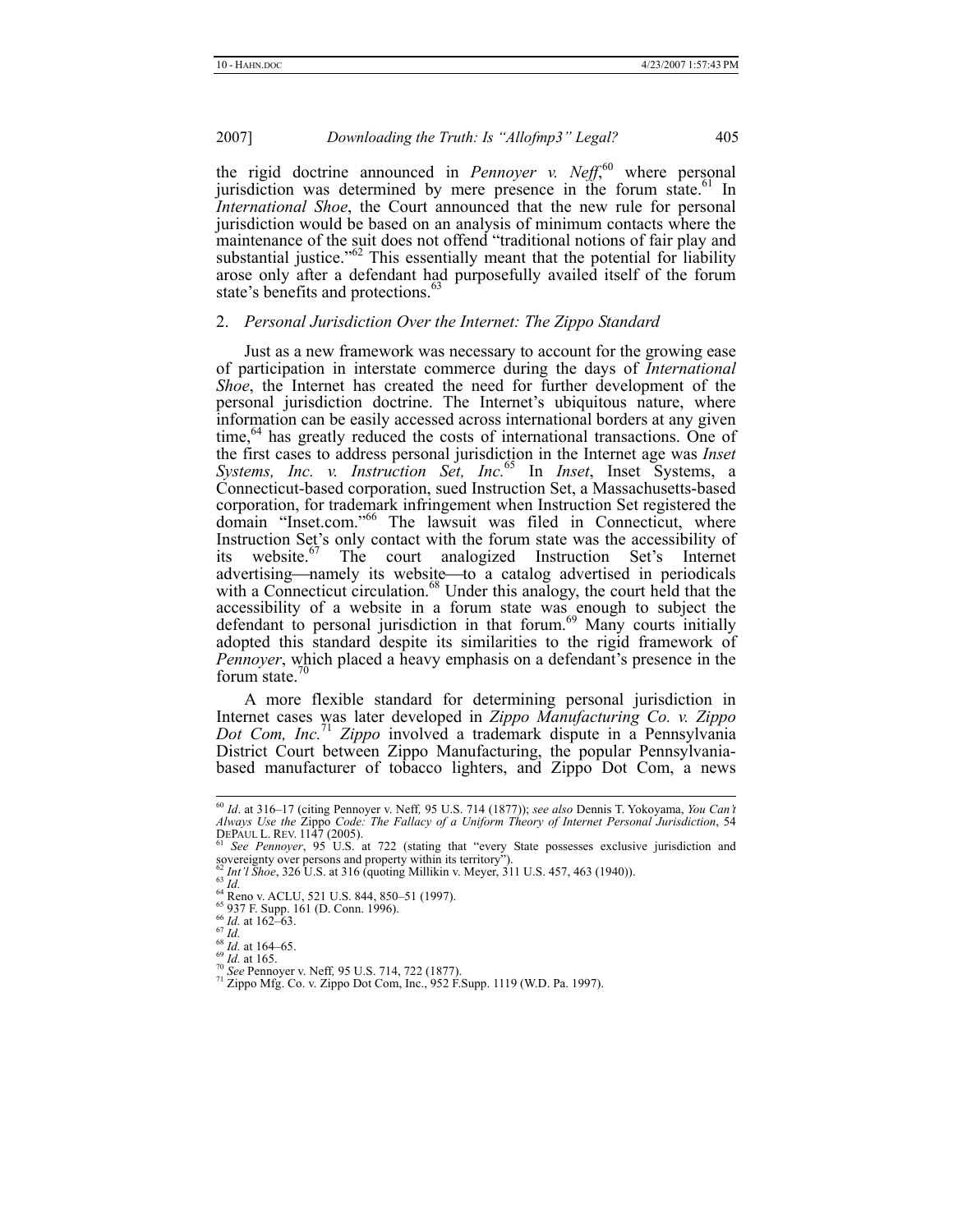the rigid doctrine announced in *Pennoyer v. Neff*,[60] where personal jurisdiction was determined by mere presence in the forum state.[61] In *International Shoe*, the Court announced that the new rule for personal jurisdiction would be based on an analysis of minimum contacts where the maintenance of the suit does not offend "traditional notions of fair play and substantial justice."[62] This essentially meant that the potential for liability arose only after a defendant had purposefully availed itself of the forum state's benefits and protections.[63]

### 2. *Personal Jurisdiction Over the Internet: The Zippo Standard*

Just as a new framework was necessary to account for the growing ease of participation in interstate commerce during the days of *International Shoe*, the Internet has created the need for further development of the personal jurisdiction doctrine. The Internet's ubiquitous nature, where information can be easily accessed across international borders at any given time,[64] has greatly reduced the costs of international transactions. One of the first cases to address personal jurisdiction in the Internet age was *Inset Systems, Inc. v. Instruction Set, Inc.*[65] In *Inset*, Inset Systems, a Connecticut-based corporation, sued Instruction Set, a Massachusetts-based corporation, for trademark infringement when Instruction Set registered the domain "Inset.com."[66] The lawsuit was filed in Connecticut, where Instruction Set's only contact with the forum state was the accessibility of its website.[67] The court analogized Instruction Set's Internet advertising—namely its website—to a catalog advertised in periodicals with a Connecticut circulation.[68] Under this analogy, the court held that the accessibility of a website in a forum state was enough to subject the defendant to personal jurisdiction in that forum.[69] Many courts initially adopted this standard despite its similarities to the rigid framework of *Pennoyer*, which placed a heavy emphasis on a defendant's presence in the forum state.[70]

A more flexible standard for determining personal jurisdiction in Internet cases was later developed in *Zippo Manufacturing Co. v. Zippo Dot Com, Inc.*[71] *Zippo* involved a trademark dispute in a Pennsylvania District Court between Zippo Manufacturing, the popular Pennsylvania-based manufacturer of tobacco lighters, and Zippo Dot Com, a news

---

[60] *Id*. at 316–17 (citing Pennoyer v. Neff*,* 95 U.S. 714 (1877)); *see also* Dennis T. Yokoyama, *You Can't Always Use the* Zippo *Code: The Fallacy of a Uniform Theory of Internet Personal Jurisdiction*, 54 DEPAUL L. REV. 1147 (2005).

[61] *See Pennoyer*, 95 U.S. at 722 (stating that "every State possesses exclusive jurisdiction and sovereignty over persons and property within its territory").

[62] *Int'l Shoe*, 326 U.S. at 316 (quoting Millikin v. Meyer, 311 U.S. 457, 463 (1940)).

[63] *Id.*

[64] Reno v. ACLU, 521 U.S. 844, 850–51 (1997).

[65] 937 F. Supp. 161 (D. Conn. 1996).

[66] *Id.* at 162–63.

[67] *Id.*

[68] *Id.* at 164–65.

[69] *Id.* at 165.

[70] *See* Pennoyer v. Neff*,* 95 U.S. 714, 722 (1877).

[71] Zippo Mfg. Co. v. Zippo Dot Com, Inc., 952 F.Supp. 1119 (W.D. Pa. 1997).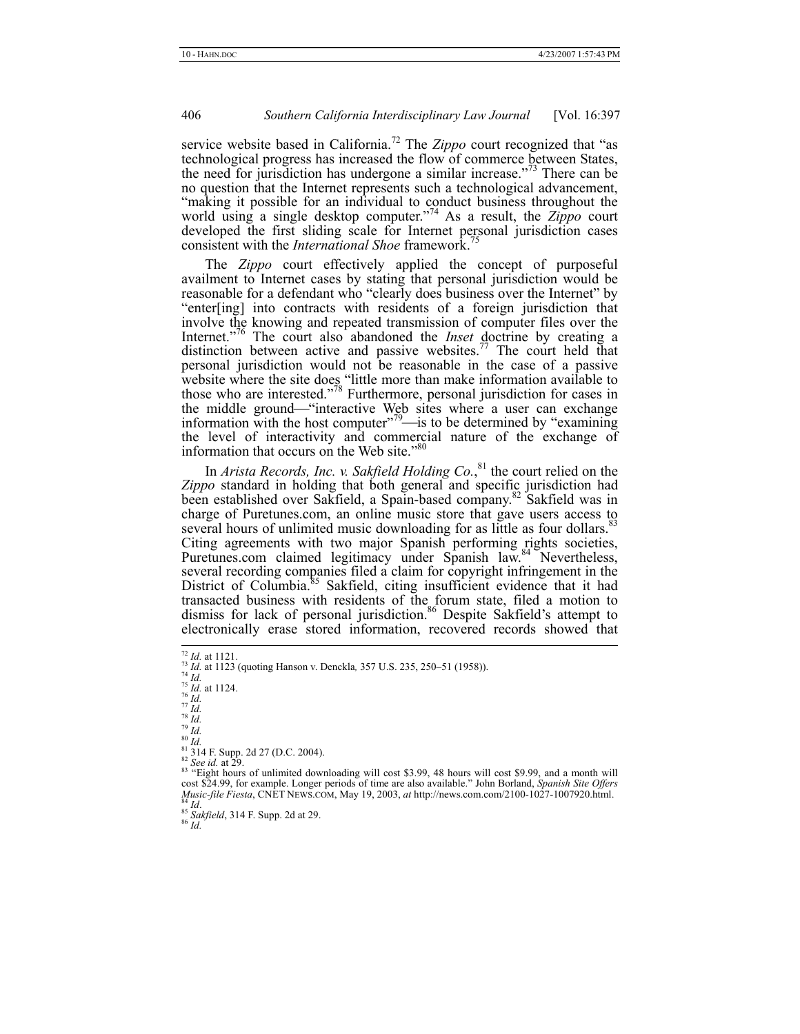service website based in California.[72] The *Zippo* court recognized that "as technological progress has increased the flow of commerce between States, the need for jurisdiction has undergone a similar increase."[73] There can be no question that the Internet represents such a technological advancement, "making it possible for an individual to conduct business throughout the world using a single desktop computer."[74] As a result, the *Zippo* court developed the first sliding scale for Internet personal jurisdiction cases consistent with the *International Shoe* framework.[75]

The *Zippo* court effectively applied the concept of purposeful availment to Internet cases by stating that personal jurisdiction would be reasonable for a defendant who "clearly does business over the Internet" by "enter[ing] into contracts with residents of a foreign jurisdiction that involve the knowing and repeated transmission of computer files over the Internet."[76] The court also abandoned the *Inset* doctrine by creating a distinction between active and passive websites.[77] The court held that personal jurisdiction would not be reasonable in the case of a passive website where the site does "little more than make information available to those who are interested."[78] Furthermore, personal jurisdiction for cases in the middle ground—"interactive Web sites where a user can exchange information with the host computer"[79]—is to be determined by "examining the level of interactivity and commercial nature of the exchange of information that occurs on the Web site."[80]

In *Arista Records, Inc. v. Sakfield Holding Co.*,[81] the court relied on the *Zippo* standard in holding that both general and specific jurisdiction had been established over Sakfield, a Spain-based company.[82] Sakfield was in charge of Puretunes.com, an online music store that gave users access to several hours of unlimited music downloading for as little as four dollars.[83] Citing agreements with two major Spanish performing rights societies, Puretunes.com claimed legitimacy under Spanish law.[84] Nevertheless, several recording companies filed a claim for copyright infringement in the District of Columbia.[85] Sakfield, citing insufficient evidence that it had transacted business with residents of the forum state, filed a motion to dismiss for lack of personal jurisdiction.[86] Despite Sakfield's attempt to electronically erase stored information, recovered records showed that

---

[72] *Id.* at 1121.
[73] *Id.* at 1123 (quoting Hanson v. Denckla, 357 U.S. 235, 250–51 (1958)).
[74] *Id.*
[75] *Id.* at 1124.
[76] *Id.*
[77] *Id.*
[78] *Id.*
[79] *Id.*
[80] *Id.*
[81] 314 F. Supp. 2d 27 (D.C. 2004).
[82] *See id.* at 29.
[83] "Eight hours of unlimited downloading will cost $3.99, 48 hours will cost $9.99, and a month will cost $24.99, for example. Longer periods of time are also available." John Borland, *Spanish Site Offers Music-file Fiesta*, CNET NEWS.COM, May 19, 2003, *at* http://news.com.com/2100-1027-1007920.html.
[84] *Id.*
[85] *Sakfield*, 314 F. Supp. 2d at 29.
[86] *Id.*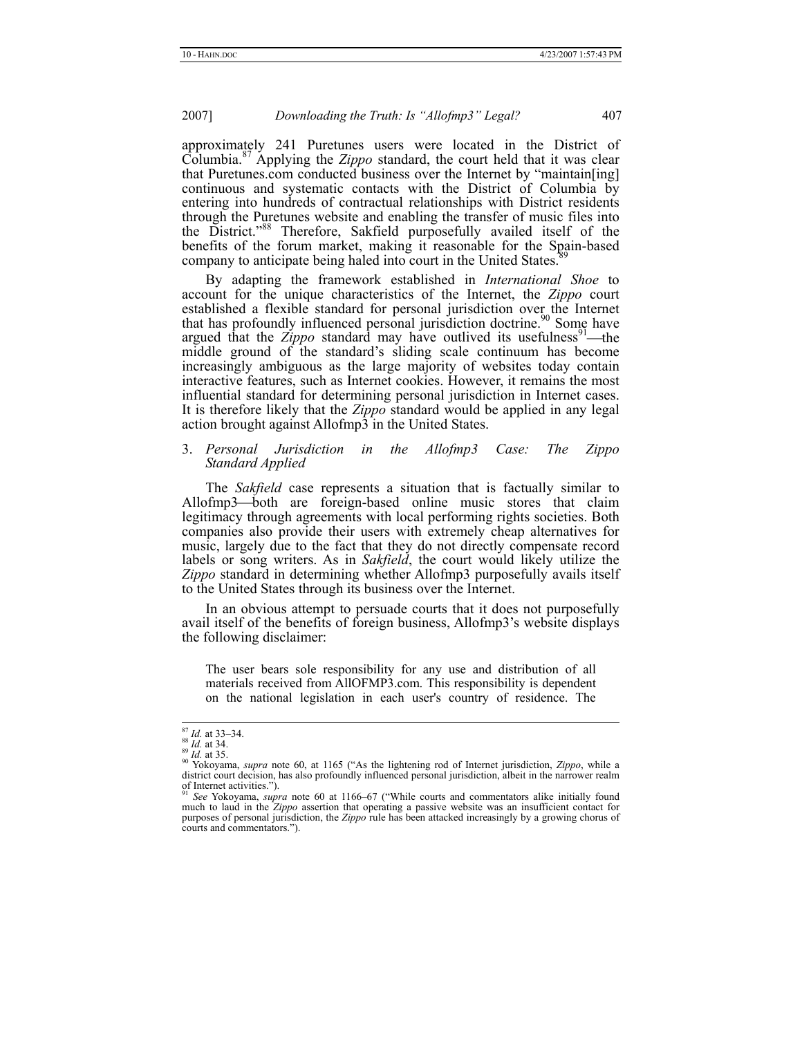approximately 241 Puretunes users were located in the District of Columbia.[87] Applying the *Zippo* standard, the court held that it was clear that Puretunes.com conducted business over the Internet by "maintain[ing] continuous and systematic contacts with the District of Columbia by entering into hundreds of contractual relationships with District residents through the Puretunes website and enabling the transfer of music files into the District."[88] Therefore, Sakfield purposefully availed itself of the benefits of the forum market, making it reasonable for the Spain-based company to anticipate being haled into court in the United States.[89]

By adapting the framework established in *International Shoe* to account for the unique characteristics of the Internet, the *Zippo* court established a flexible standard for personal jurisdiction over the Internet that has profoundly influenced personal jurisdiction doctrine.[90] Some have argued that the *Zippo* standard may have outlived its usefulness[91]—the middle ground of the standard's sliding scale continuum has become increasingly ambiguous as the large majority of websites today contain interactive features, such as Internet cookies. However, it remains the most influential standard for determining personal jurisdiction in Internet cases. It is therefore likely that the *Zippo* standard would be applied in any legal action brought against Allofmp3 in the United States.

### 3. *Personal Jurisdiction in the Allofmp3 Case: The Zippo Standard Applied*

The *Sakfield* case represents a situation that is factually similar to Allofmp3—both are foreign-based online music stores that claim legitimacy through agreements with local performing rights societies. Both companies also provide their users with extremely cheap alternatives for music, largely due to the fact that they do not directly compensate record labels or song writers. As in *Sakfield*, the court would likely utilize the *Zippo* standard in determining whether Allofmp3 purposefully avails itself to the United States through its business over the Internet.

In an obvious attempt to persuade courts that it does not purposefully avail itself of the benefits of foreign business, Allofmp3's website displays the following disclaimer:

> The user bears sole responsibility for any use and distribution of all materials received from AllOFMP3.com. This responsibility is dependent on the national legislation in each user's country of residence. The

---

[87] *Id.* at 33–34.

[88] *Id.* at 34.

[89] *Id.* at 35.

[90] Yokoyama, *supra* note 60, at 1165 ("As the lightening rod of Internet jurisdiction, *Zippo*, while a district court decision, has also profoundly influenced personal jurisdiction, albeit in the narrower realm of Internet activities.").

[91] *See* Yokoyama, *supra* note 60 at 1166–67 ("While courts and commentators alike initially found much to laud in the *Zippo* assertion that operating a passive website was an insufficient contact for purposes of personal jurisdiction, the *Zippo* rule has been attacked increasingly by a growing chorus of courts and commentators.").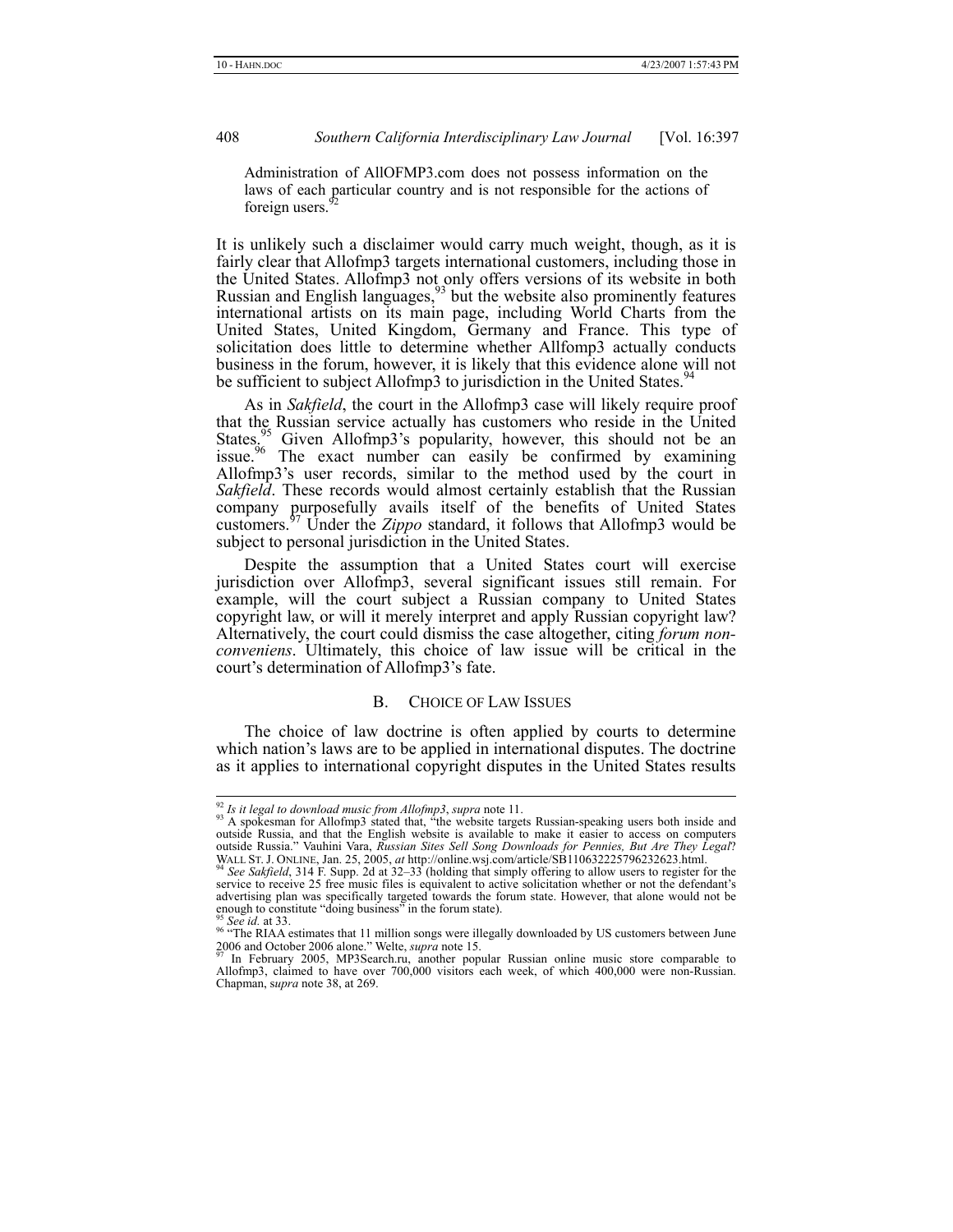> Administration of AllOFMP3.com does not possess information on the laws of each particular country and is not responsible for the actions of foreign users.[92]

It is unlikely such a disclaimer would carry much weight, though, as it is fairly clear that Allofmp3 targets international customers, including those in the United States. Allofmp3 not only offers versions of its website in both Russian and English languages,[93] but the website also prominently features international artists on its main page, including World Charts from the United States, United Kingdom, Germany and France. This type of solicitation does little to determine whether Allfomp3 actually conducts business in the forum, however, it is likely that this evidence alone will not be sufficient to subject Allofmp3 to jurisdiction in the United States.[94]

As in *Sakfield*, the court in the Allofmp3 case will likely require proof that the Russian service actually has customers who reside in the United States.[95] Given Allofmp3's popularity, however, this should not be an issue.[96] The exact number can easily be confirmed by examining Allofmp3's user records, similar to the method used by the court in *Sakfield*. These records would almost certainly establish that the Russian company purposefully avails itself of the benefits of United States customers.[97] Under the *Zippo* standard, it follows that Allofmp3 would be subject to personal jurisdiction in the United States.

Despite the assumption that a United States court will exercise jurisdiction over Allofmp3, several significant issues still remain. For example, will the court subject a Russian company to United States copyright law, or will it merely interpret and apply Russian copyright law? Alternatively, the court could dismiss the case altogether, citing *forum non-conveniens*. Ultimately, this choice of law issue will be critical in the court's determination of Allofmp3's fate.

### B. CHOICE OF LAW ISSUES

The choice of law doctrine is often applied by courts to determine which nation's laws are to be applied in international disputes. The doctrine as it applies to international copyright disputes in the United States results

---

[92] *Is it legal to download music from Allofmp3*, *supra* note 11.

[93] A spokesman for Allofmp3 stated that, "the website targets Russian-speaking users both inside and outside Russia, and that the English website is available to make it easier to access on computers outside Russia." Vauhini Vara, *Russian Sites Sell Song Downloads for Pennies, But Are They Legal*? WALL ST. J. ONLINE, Jan. 25, 2005, *at* http://online.wsj.com/article/SB110632225796232623.html.

[94] *See Sakfield*, 314 F. Supp. 2d at 32–33 (holding that simply offering to allow users to register for the service to receive 25 free music files is equivalent to active solicitation whether or not the defendant's advertising plan was specifically targeted towards the forum state. However, that alone would not be enough to constitute "doing business" in the forum state).

[95] *See id.* at 33.

[96] "The RIAA estimates that 11 million songs were illegally downloaded by US customers between June 2006 and October 2006 alone." Welte, *supra* note 15.

[97] In February 2005, MP3Search.ru, another popular Russian online music store comparable to Allofmp3, claimed to have over 700,000 visitors each week, of which 400,000 were non-Russian. Chapman, s*upra* note 38, at 269.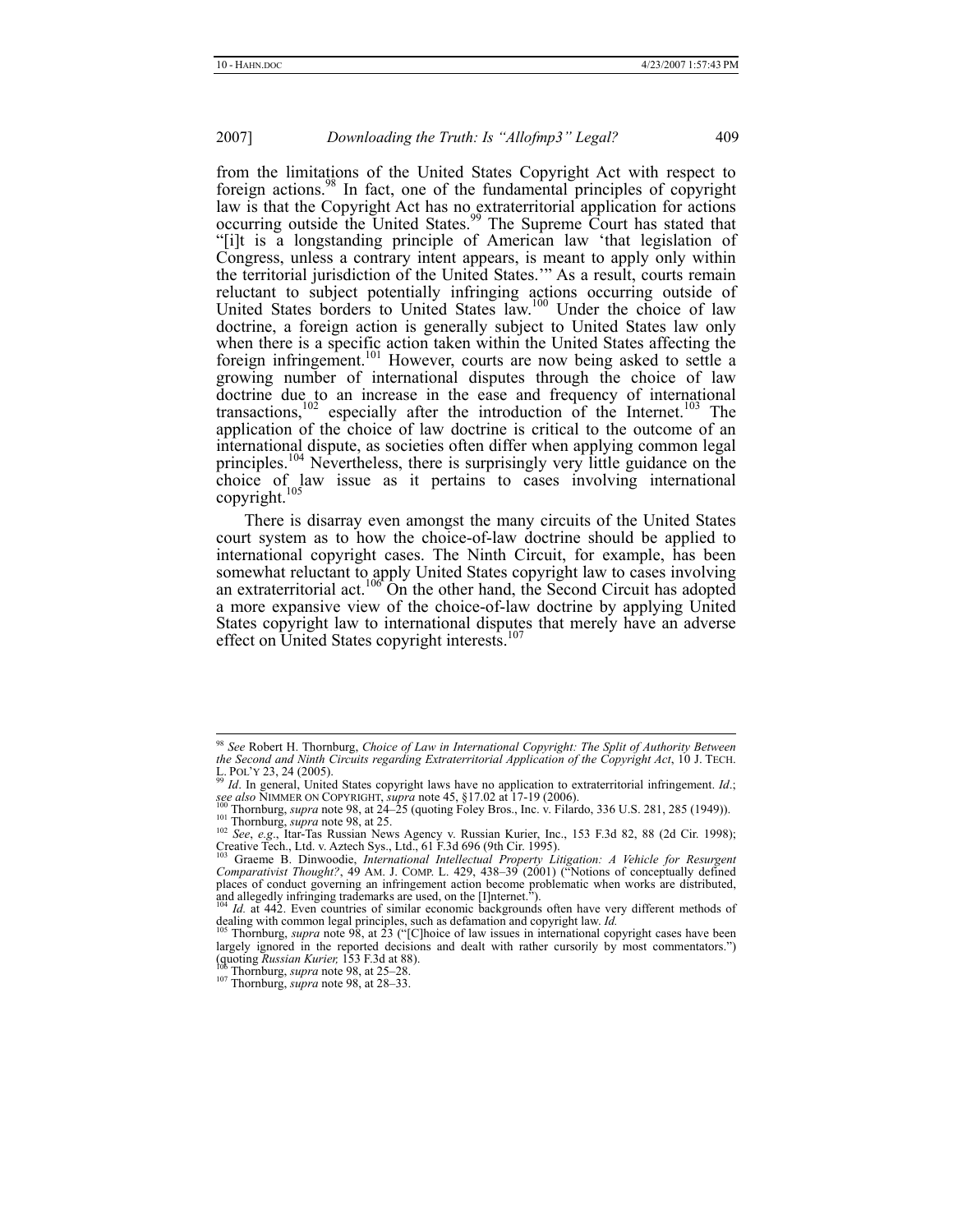from the limitations of the United States Copyright Act with respect to foreign actions.[98] In fact, one of the fundamental principles of copyright law is that the Copyright Act has no extraterritorial application for actions occurring outside the United States.[99] The Supreme Court has stated that "[i]t is a longstanding principle of American law 'that legislation of Congress, unless a contrary intent appears, is meant to apply only within the territorial jurisdiction of the United States.'" As a result, courts remain reluctant to subject potentially infringing actions occurring outside of United States borders to United States law.[100] Under the choice of law doctrine, a foreign action is generally subject to United States law only when there is a specific action taken within the United States affecting the foreign infringement.[101] However, courts are now being asked to settle a growing number of international disputes through the choice of law doctrine due to an increase in the ease and frequency of international transactions,[102] especially after the introduction of the Internet.[103] The application of the choice of law doctrine is critical to the outcome of an international dispute, as societies often differ when applying common legal principles.[104] Nevertheless, there is surprisingly very little guidance on the choice of law issue as it pertains to cases involving international copyright.[105]

There is disarray even amongst the many circuits of the United States court system as to how the choice-of-law doctrine should be applied to international copyright cases. The Ninth Circuit, for example, has been somewhat reluctant to apply United States copyright law to cases involving an extraterritorial act.[106] On the other hand, the Second Circuit has adopted a more expansive view of the choice-of-law doctrine by applying United States copyright law to international disputes that merely have an adverse effect on United States copyright interests.[107]

---

[98] *See* Robert H. Thornburg, *Choice of Law in International Copyright: The Split of Authority Between the Second and Ninth Circuits regarding Extraterritorial Application of the Copyright Act*, 10 J. TECH. L. POL'Y 23, 24 (2005).

[99] *Id*. In general, United States copyright laws have no application to extraterritorial infringement. *Id*.; *see also* NIMMER ON COPYRIGHT, *supra* note 45, §17.02 at 17-19 (2006).

[100] Thornburg, *supra* note 98, at 24–25 (quoting Foley Bros., Inc. v. Filardo, 336 U.S. 281, 285 (1949)).

[101] Thornburg, *supra* note 98, at 25.

[102] *See*, *e.g*., Itar-Tas Russian News Agency v. Russian Kurier, Inc., 153 F.3d 82, 88 (2d Cir. 1998); Creative Tech., Ltd. v. Aztech Sys., Ltd., 61 F.3d 696 (9th Cir. 1995).

[103] Graeme B. Dinwoodie, *International Intellectual Property Litigation: A Vehicle for Resurgent Comparativist Thought?*, 49 AM. J. COMP. L. 429, 438–39 (2001) ("Notions of conceptually defined places of conduct governing an infringement action become problematic when works are distributed, and allegedly infringing trademarks are used, on the [I]nternet.").

[104] *Id.* at 442. Even countries of similar economic backgrounds often have very different methods of dealing with common legal principles, such as defamation and copyright law. *Id.*

[105] Thornburg, *supra* note 98, at 23 ("[C]hoice of law issues in international copyright cases have been largely ignored in the reported decisions and dealt with rather cursorily by most commentators.") (quoting *Russian Kurier,* 153 F.3d at 88).

[106] Thornburg, *supra* note 98, at 25–28.

[107] Thornburg, *supra* note 98, at 28–33.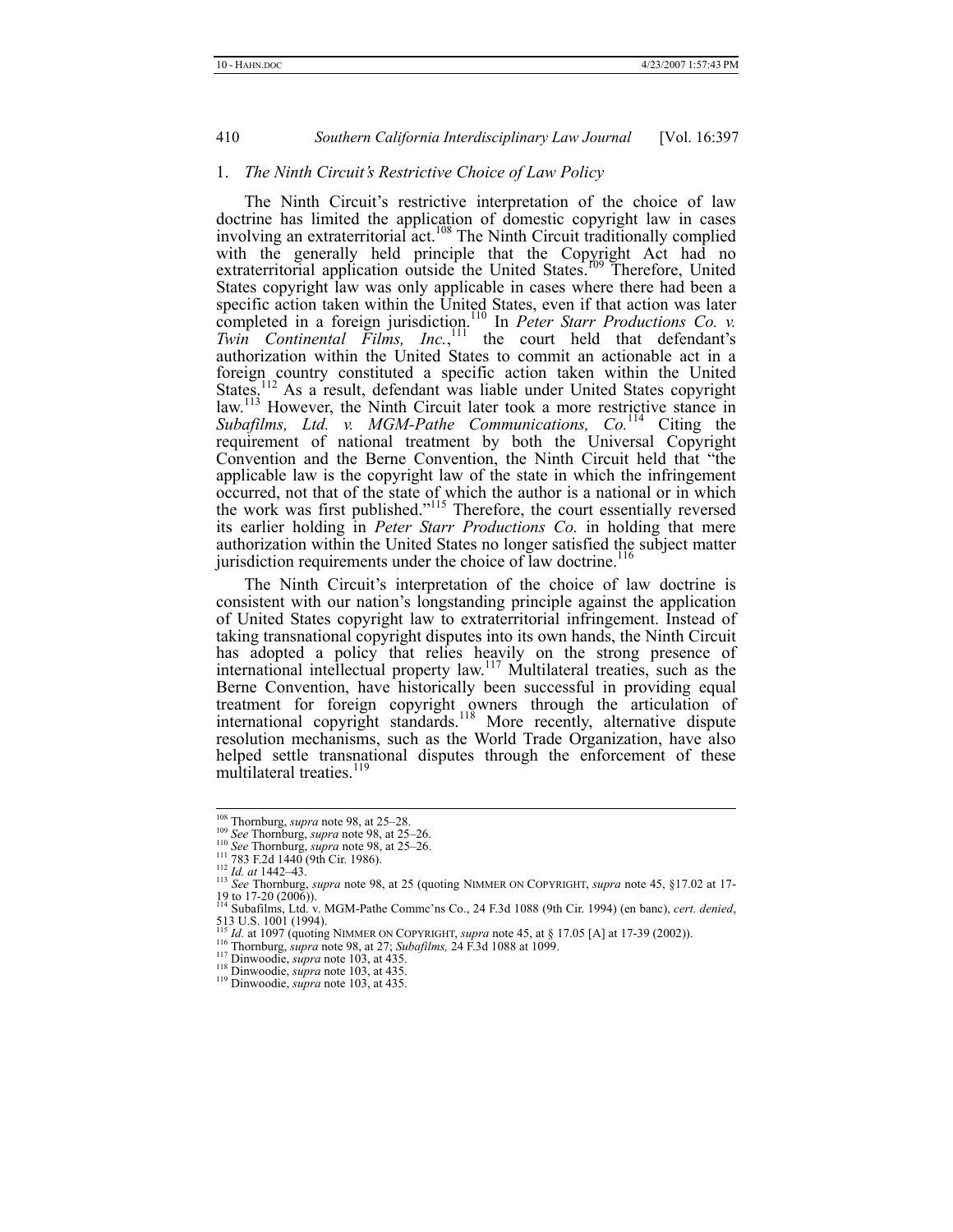### 1. *The Ninth Circuit's Restrictive Choice of Law Policy*

The Ninth Circuit's restrictive interpretation of the choice of law doctrine has limited the application of domestic copyright law in cases involving an extraterritorial act.[108] The Ninth Circuit traditionally complied with the generally held principle that the Copyright Act had no extraterritorial application outside the United States.[109] Therefore, United States copyright law was only applicable in cases where there had been a specific action taken within the United States, even if that action was later completed in a foreign jurisdiction.[110] In *Peter Starr Productions Co. v. Twin Continental Films, Inc.*,[111] the court held that defendant's authorization within the United States to commit an actionable act in a foreign country constituted a specific action taken within the United States.[112] As a result, defendant was liable under United States copyright law.[113] However, the Ninth Circuit later took a more restrictive stance in *Subafilms, Ltd. v. MGM-Pathe Communications, Co.*[114] Citing the requirement of national treatment by both the Universal Copyright Convention and the Berne Convention, the Ninth Circuit held that "the applicable law is the copyright law of the state in which the infringement occurred, not that of the state of which the author is a national or in which the work was first published."[115] Therefore, the court essentially reversed its earlier holding in *Peter Starr Productions Co.* in holding that mere authorization within the United States no longer satisfied the subject matter jurisdiction requirements under the choice of law doctrine.[116]

The Ninth Circuit's interpretation of the choice of law doctrine is consistent with our nation's longstanding principle against the application of United States copyright law to extraterritorial infringement. Instead of taking transnational copyright disputes into its own hands, the Ninth Circuit has adopted a policy that relies heavily on the strong presence of international intellectual property law.[117] Multilateral treaties, such as the Berne Convention, have historically been successful in providing equal treatment for foreign copyright owners through the articulation of international copyright standards.[118] More recently, alternative dispute resolution mechanisms, such as the World Trade Organization, have also helped settle transnational disputes through the enforcement of these multilateral treaties.[119]

---

[108] Thornburg, *supra* note 98, at 25–28.
[109] *See* Thornburg, *supra* note 98, at 25–26.
[110] *See* Thornburg, *supra* note 98, at 25–26.
[111] 783 F.2d 1440 (9th Cir. 1986).
[112] *Id. at* 1442–43.
[113] *See* Thornburg, *supra* note 98, at 25 (quoting NIMMER ON COPYRIGHT, *supra* note 45, §17.02 at 17-19 to 17-20 (2006)).
[114] Subafilms, Ltd. v. MGM-Pathe Commc'ns Co., 24 F.3d 1088 (9th Cir. 1994) (en banc), *cert. denied*, 513 U.S. 1001 (1994).
[115] *Id.* at 1097 (quoting NIMMER ON COPYRIGHT, *supra* note 45, at § 17.05 [A] at 17-39 (2002)).
[116] Thornburg, *supra* note 98, at 27; *Subafilms,* 24 F.3d 1088 at 1099.
[117] Dinwoodie, *supra* note 103, at 435.
[118] Dinwoodie, *supra* note 103, at 435.
[119] Dinwoodie, *supra* note 103, at 435.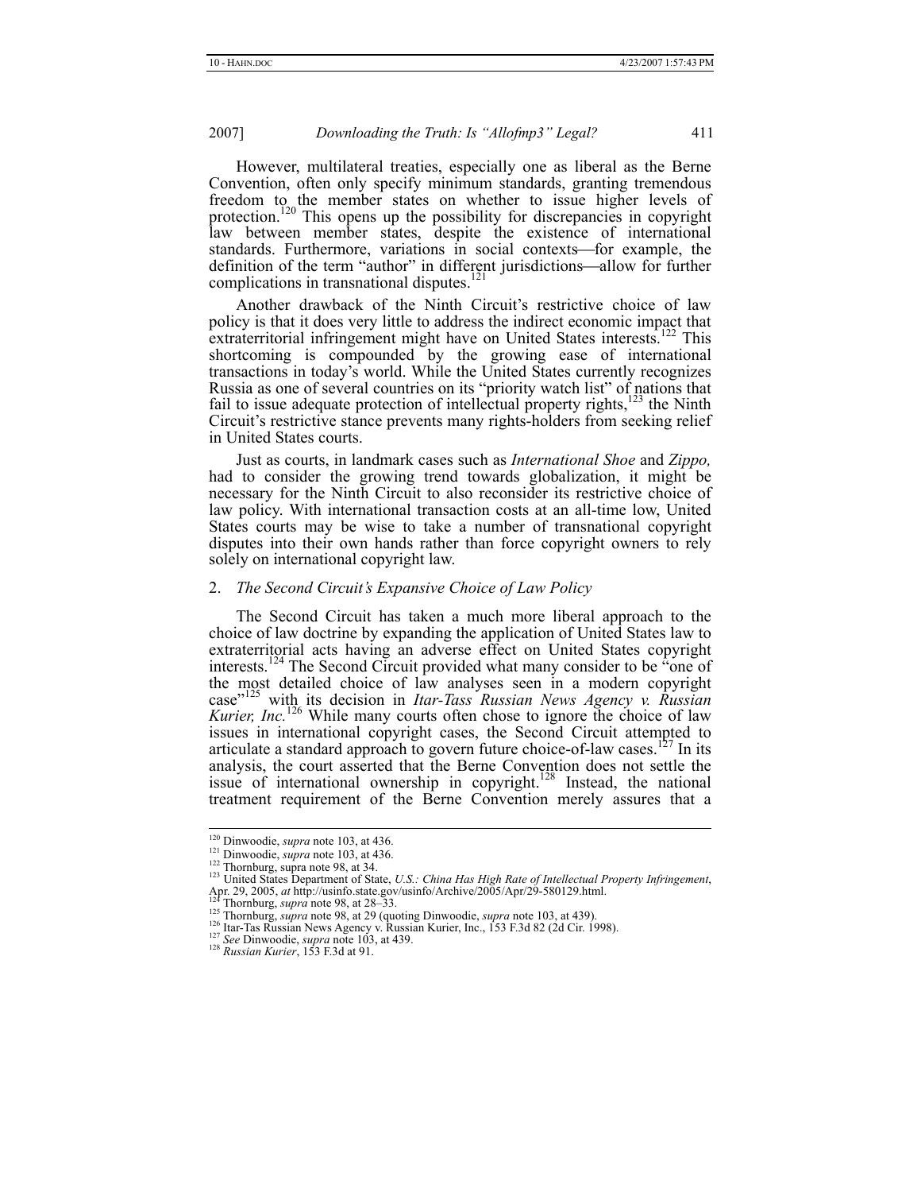However, multilateral treaties, especially one as liberal as the Berne Convention, often only specify minimum standards, granting tremendous freedom to the member states on whether to issue higher levels of protection.[120] This opens up the possibility for discrepancies in copyright law between member states, despite the existence of international standards. Furthermore, variations in social contexts—for example, the definition of the term "author" in different jurisdictions—allow for further complications in transnational disputes.[121]

Another drawback of the Ninth Circuit's restrictive choice of law policy is that it does very little to address the indirect economic impact that extraterritorial infringement might have on United States interests.[122] This shortcoming is compounded by the growing ease of international transactions in today's world. While the United States currently recognizes Russia as one of several countries on its "priority watch list" of nations that fail to issue adequate protection of intellectual property rights,[123] the Ninth Circuit's restrictive stance prevents many rights-holders from seeking relief in United States courts.

Just as courts, in landmark cases such as *International Shoe* and *Zippo,* had to consider the growing trend towards globalization, it might be necessary for the Ninth Circuit to also reconsider its restrictive choice of law policy. With international transaction costs at an all-time low, United States courts may be wise to take a number of transnational copyright disputes into their own hands rather than force copyright owners to rely solely on international copyright law.

### 2. *The Second Circuit's Expansive Choice of Law Policy*

The Second Circuit has taken a much more liberal approach to the choice of law doctrine by expanding the application of United States law to extraterritorial acts having an adverse effect on United States copyright interests.[124] The Second Circuit provided what many consider to be "one of the most detailed choice of law analyses seen in a modern copyright case"[125] with its decision in *Itar-Tass Russian News Agency v. Russian Kurier, Inc.*[126] While many courts often chose to ignore the choice of law issues in international copyright cases, the Second Circuit attempted to articulate a standard approach to govern future choice-of-law cases.[127] In its analysis, the court asserted that the Berne Convention does not settle the issue of international ownership in copyright.[128] Instead, the national treatment requirement of the Berne Convention merely assures that a

---

[120] Dinwoodie, *supra* note 103, at 436.
[121] Dinwoodie, *supra* note 103, at 436.
[122] Thornburg, supra note 98, at 34.
[123] United States Department of State, *U.S.: China Has High Rate of Intellectual Property Infringement*, Apr. 29, 2005, *at* http://usinfo.state.gov/usinfo/Archive/2005/Apr/29-580129.html.
[124] Thornburg, *supra* note 98, at 28–33.
[125] Thornburg, *supra* note 98, at 29 (quoting Dinwoodie, *supra* note 103, at 439).
[126] Itar-Tas Russian News Agency v. Russian Kurier, Inc., 153 F.3d 82 (2d Cir. 1998).
[127] *See* Dinwoodie, *supra* note 103, at 439.
[128] *Russian Kurier*, 153 F.3d at 91.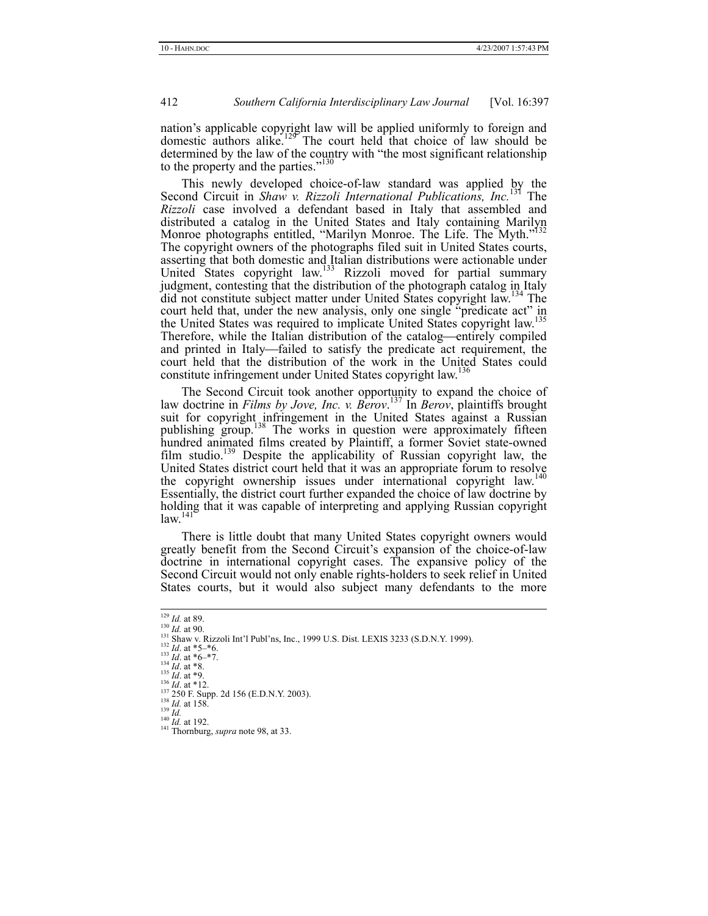nation's applicable copyright law will be applied uniformly to foreign and domestic authors alike.[129] The court held that choice of law should be determined by the law of the country with "the most significant relationship to the property and the parties."[130]

This newly developed choice-of-law standard was applied by the Second Circuit in *Shaw v. Rizzoli International Publications, Inc.*[131] The *Rizzoli* case involved a defendant based in Italy that assembled and distributed a catalog in the United States and Italy containing Marilyn Monroe photographs entitled, "Marilyn Monroe. The Life. The Myth."[132] The copyright owners of the photographs filed suit in United States courts, asserting that both domestic and Italian distributions were actionable under United States copyright law.[133] Rizzoli moved for partial summary judgment, contesting that the distribution of the photograph catalog in Italy did not constitute subject matter under United States copyright law.[134] The court held that, under the new analysis, only one single "predicate act" in the United States was required to implicate United States copyright law.[135] Therefore, while the Italian distribution of the catalog—entirely compiled and printed in Italy—failed to satisfy the predicate act requirement, the court held that the distribution of the work in the United States could constitute infringement under United States copyright law.[136]

The Second Circuit took another opportunity to expand the choice of law doctrine in *Films by Jove, Inc. v. Berov*.[137] In *Berov*, plaintiffs brought suit for copyright infringement in the United States against a Russian publishing group.[138] The works in question were approximately fifteen hundred animated films created by Plaintiff, a former Soviet state-owned film studio.[139] Despite the applicability of Russian copyright law, the United States district court held that it was an appropriate forum to resolve the copyright ownership issues under international copyright law.[140] Essentially, the district court further expanded the choice of law doctrine by holding that it was capable of interpreting and applying Russian copyright law.[141]

There is little doubt that many United States copyright owners would greatly benefit from the Second Circuit's expansion of the choice-of-law doctrine in international copyright cases. The expansive policy of the Second Circuit would not only enable rights-holders to seek relief in United States courts, but it would also subject many defendants to the more

---

[129] *Id.* at 89.
[130] *Id.* at 90.
[131] Shaw v. Rizzoli Int'l Publ'ns, Inc., 1999 U.S. Dist. LEXIS 3233 (S.D.N.Y. 1999).
[132] *Id*. at *5–*6.
[133] *Id*. at *6–*7.
[134] *Id*. at *8.
[135] *Id*. at *9.
[136] *Id*. at *12.
[137] 250 F. Supp. 2d 156 (E.D.N.Y. 2003).
[138] *Id.* at 158.
[139] *Id.*
[140] *Id.* at 192.
[141] Thornburg, *supra* note 98, at 33.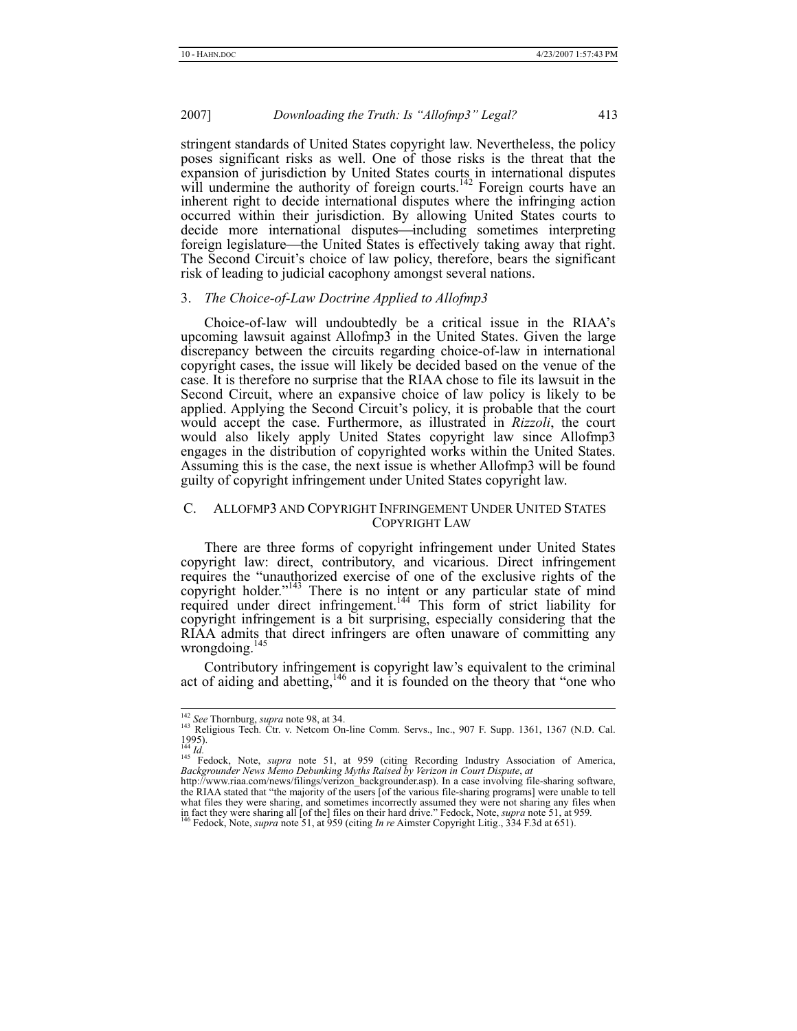stringent standards of United States copyright law. Nevertheless, the policy poses significant risks as well. One of those risks is the threat that the expansion of jurisdiction by United States courts in international disputes will undermine the authority of foreign courts.[142] Foreign courts have an inherent right to decide international disputes where the infringing action occurred within their jurisdiction. By allowing United States courts to decide more international disputes—including sometimes interpreting foreign legislature—the United States is effectively taking away that right. The Second Circuit's choice of law policy, therefore, bears the significant risk of leading to judicial cacophony amongst several nations.

### 3. *The Choice-of-Law Doctrine Applied to Allofmp3*

Choice-of-law will undoubtedly be a critical issue in the RIAA's upcoming lawsuit against Allofmp3 in the United States. Given the large discrepancy between the circuits regarding choice-of-law in international copyright cases, the issue will likely be decided based on the venue of the case. It is therefore no surprise that the RIAA chose to file its lawsuit in the Second Circuit, where an expansive choice of law policy is likely to be applied. Applying the Second Circuit's policy, it is probable that the court would accept the case. Furthermore, as illustrated in *Rizzoli*, the court would also likely apply United States copyright law since Allofmp3 engages in the distribution of copyrighted works within the United States. Assuming this is the case, the next issue is whether Allofmp3 will be found guilty of copyright infringement under United States copyright law.

## C. ALLOFMP3 AND COPYRIGHT INFRINGEMENT UNDER UNITED STATES COPYRIGHT LAW

There are three forms of copyright infringement under United States copyright law: direct, contributory, and vicarious. Direct infringement requires the "unauthorized exercise of one of the exclusive rights of the copyright holder."[143] There is no intent or any particular state of mind required under direct infringement.[144] This form of strict liability for copyright infringement is a bit surprising, especially considering that the RIAA admits that direct infringers are often unaware of committing any wrongdoing.[145]

Contributory infringement is copyright law's equivalent to the criminal act of aiding and abetting,[146] and it is founded on the theory that "one who

---

[142] *See* Thornburg, *supra* note 98, at 34.

[143] Religious Tech. Ctr. v. Netcom On-line Comm. Servs., Inc., 907 F. Supp. 1361, 1367 (N.D. Cal. 1995).

[144] *Id.*

[145] Fedock, Note, *supra* note 51, at 959 (citing Recording Industry Association of America, *Backgrounder News Memo Debunking Myths Raised by Verizon in Court Dispute*, *at* http://www.riaa.com/news/filings/verizon_backgrounder.asp). In a case involving file-sharing software, the RIAA stated that "the majority of the users [of the various file-sharing programs] were unable to tell what files they were sharing, and sometimes incorrectly assumed they were not sharing any files when in fact they were sharing all [of the] files on their hard drive." Fedock, Note, *supra* note 51, at 959.

[146] Fedock, Note, *supra* note 51, at 959 (citing *In re* Aimster Copyright Litig., 334 F.3d at 651).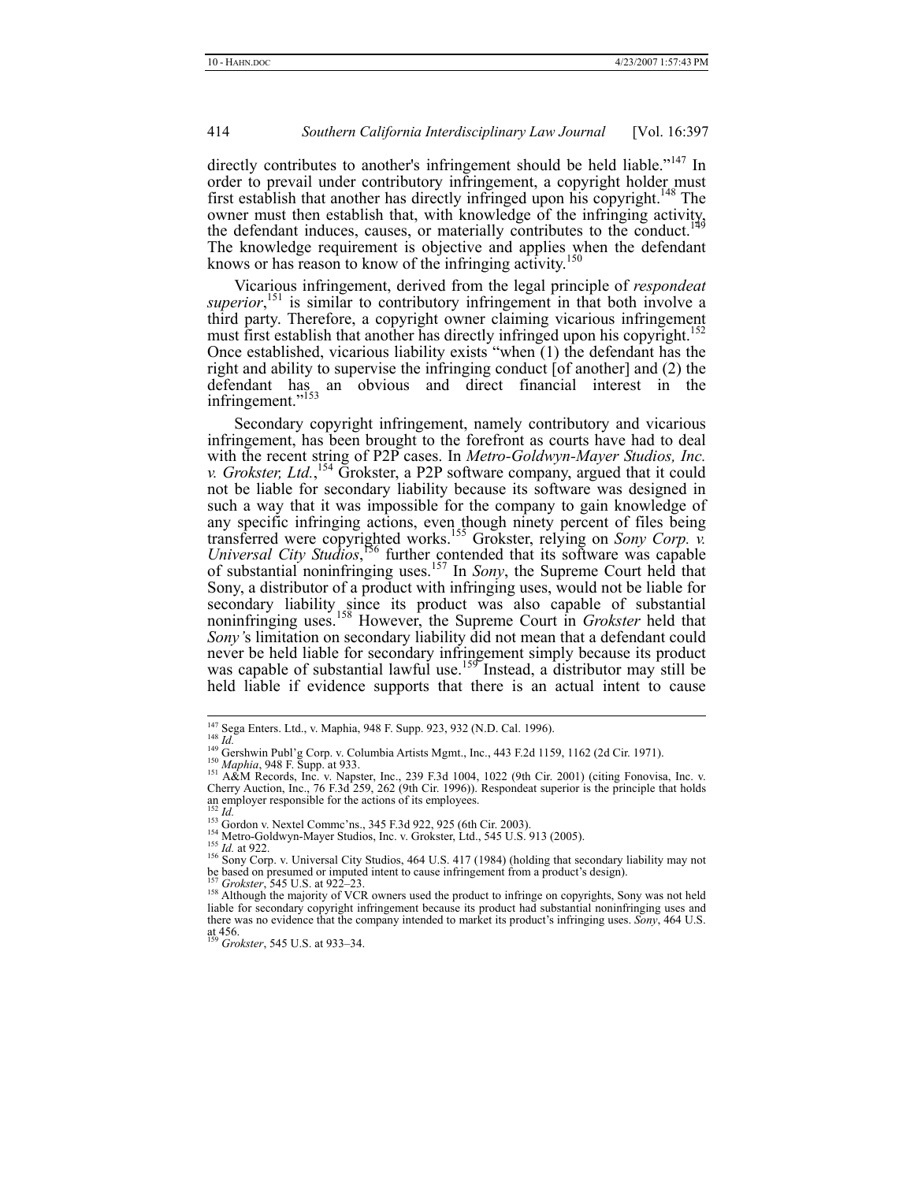directly contributes to another's infringement should be held liable."[147] In order to prevail under contributory infringement, a copyright holder must first establish that another has directly infringed upon his copyright.[148] The owner must then establish that, with knowledge of the infringing activity, the defendant induces, causes, or materially contributes to the conduct.[149] The knowledge requirement is objective and applies when the defendant knows or has reason to know of the infringing activity.[150]

Vicarious infringement, derived from the legal principle of *respondeat superior*,[151] is similar to contributory infringement in that both involve a third party. Therefore, a copyright owner claiming vicarious infringement must first establish that another has directly infringed upon his copyright.[152] Once established, vicarious liability exists "when (1) the defendant has the right and ability to supervise the infringing conduct [of another] and (2) the defendant has an obvious and direct financial interest in the infringement."[153]

Secondary copyright infringement, namely contributory and vicarious infringement, has been brought to the forefront as courts have had to deal with the recent string of P2P cases. In *Metro-Goldwyn-Mayer Studios, Inc. v. Grokster, Ltd.*,[154] Grokster, a P2P software company, argued that it could not be liable for secondary liability because its software was designed in such a way that it was impossible for the company to gain knowledge of any specific infringing actions, even though ninety percent of files being transferred were copyrighted works.[155] Grokster, relying on *Sony Corp. v. Universal City Studios*,[156] further contended that its software was capable of substantial noninfringing uses.[157] In *Sony*, the Supreme Court held that Sony, a distributor of a product with infringing uses, would not be liable for secondary liability since its product was also capable of substantial noninfringing uses.[158] However, the Supreme Court in *Grokster* held that *Sony'*s limitation on secondary liability did not mean that a defendant could never be held liable for secondary infringement simply because its product was capable of substantial lawful use.[159] Instead, a distributor may still be held liable if evidence supports that there is an actual intent to cause

---

[147] Sega Enters. Ltd., v. Maphia, 948 F. Supp. 923, 932 (N.D. Cal. 1996).

[148] *Id.*

[149] Gershwin Publ'g Corp. v. Columbia Artists Mgmt., Inc., 443 F.2d 1159, 1162 (2d Cir. 1971).

[150] *Maphia*, 948 F. Supp. at 933.

[151] A&M Records, Inc. v. Napster, Inc., 239 F.3d 1004, 1022 (9th Cir. 2001) (citing Fonovisa, Inc. v. Cherry Auction, Inc., 76 F.3d 259, 262 (9th Cir. 1996)). Respondeat superior is the principle that holds an employer responsible for the actions of its employees.

[152] *Id.*

[153] Gordon v. Nextel Commc'ns., 345 F.3d 922, 925 (6th Cir. 2003).

[154] Metro-Goldwyn-Mayer Studios, Inc. v. Grokster, Ltd., 545 U.S. 913 (2005).

[155] *Id.* at 922.

[156] Sony Corp. v. Universal City Studios, 464 U.S. 417 (1984) (holding that secondary liability may not be based on presumed or imputed intent to cause infringement from a product's design).

[157] *Grokster*, 545 U.S. at 922–23.

[158] Although the majority of VCR owners used the product to infringe on copyrights, Sony was not held liable for secondary copyright infringement because its product had substantial noninfringing uses and there was no evidence that the company intended to market its product's infringing uses. *Sony*, 464 U.S. at 456.

[159] *Grokster*, 545 U.S. at 933–34.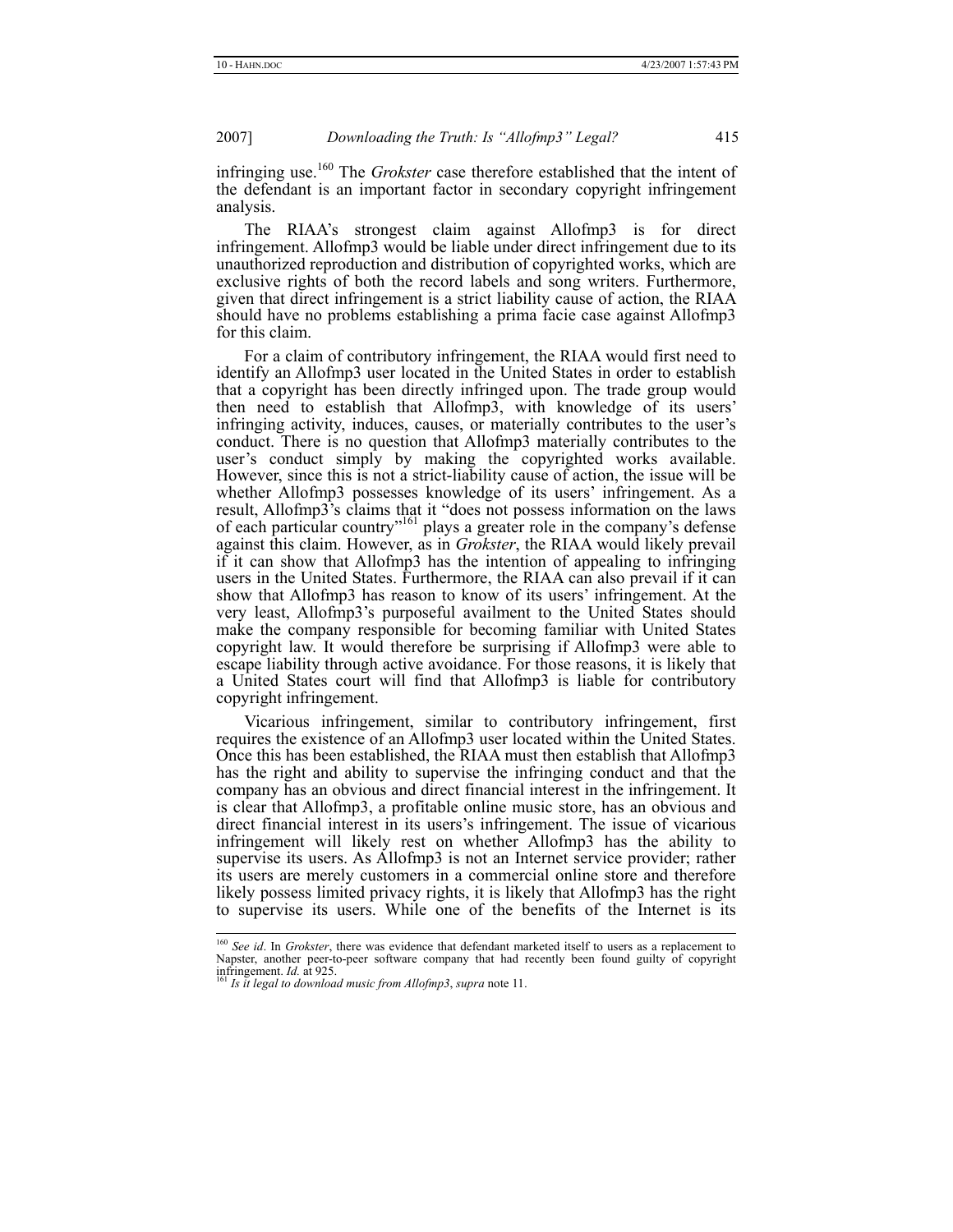infringing use.[160] The *Grokster* case therefore established that the intent of the defendant is an important factor in secondary copyright infringement analysis.

The RIAA's strongest claim against Allofmp3 is for direct infringement. Allofmp3 would be liable under direct infringement due to its unauthorized reproduction and distribution of copyrighted works, which are exclusive rights of both the record labels and song writers. Furthermore, given that direct infringement is a strict liability cause of action, the RIAA should have no problems establishing a prima facie case against Allofmp3 for this claim.

For a claim of contributory infringement, the RIAA would first need to identify an Allofmp3 user located in the United States in order to establish that a copyright has been directly infringed upon. The trade group would then need to establish that Allofmp3, with knowledge of its users' infringing activity, induces, causes, or materially contributes to the user's conduct. There is no question that Allofmp3 materially contributes to the user's conduct simply by making the copyrighted works available. However, since this is not a strict-liability cause of action, the issue will be whether Allofmp3 possesses knowledge of its users' infringement. As a result, Allofmp3's claims that it "does not possess information on the laws of each particular country"[161] plays a greater role in the company's defense against this claim. However, as in *Grokster*, the RIAA would likely prevail if it can show that Allofmp3 has the intention of appealing to infringing users in the United States. Furthermore, the RIAA can also prevail if it can show that Allofmp3 has reason to know of its users' infringement. At the very least, Allofmp3's purposeful availment to the United States should make the company responsible for becoming familiar with United States copyright law. It would therefore be surprising if Allofmp3 were able to escape liability through active avoidance. For those reasons, it is likely that a United States court will find that Allofmp3 is liable for contributory copyright infringement.

Vicarious infringement, similar to contributory infringement, first requires the existence of an Allofmp3 user located within the United States. Once this has been established, the RIAA must then establish that Allofmp3 has the right and ability to supervise the infringing conduct and that the company has an obvious and direct financial interest in the infringement. It is clear that Allofmp3, a profitable online music store, has an obvious and direct financial interest in its users's infringement. The issue of vicarious infringement will likely rest on whether Allofmp3 has the ability to supervise its users. As Allofmp3 is not an Internet service provider; rather its users are merely customers in a commercial online store and therefore likely possess limited privacy rights, it is likely that Allofmp3 has the right to supervise its users. While one of the benefits of the Internet is its

---

[160] *See id*. In *Grokster*, there was evidence that defendant marketed itself to users as a replacement to Napster, another peer-to-peer software company that had recently been found guilty of copyright infringement. *Id.* at 925.

[161] *Is it legal to download music from Allofmp3*, *supra* note 11.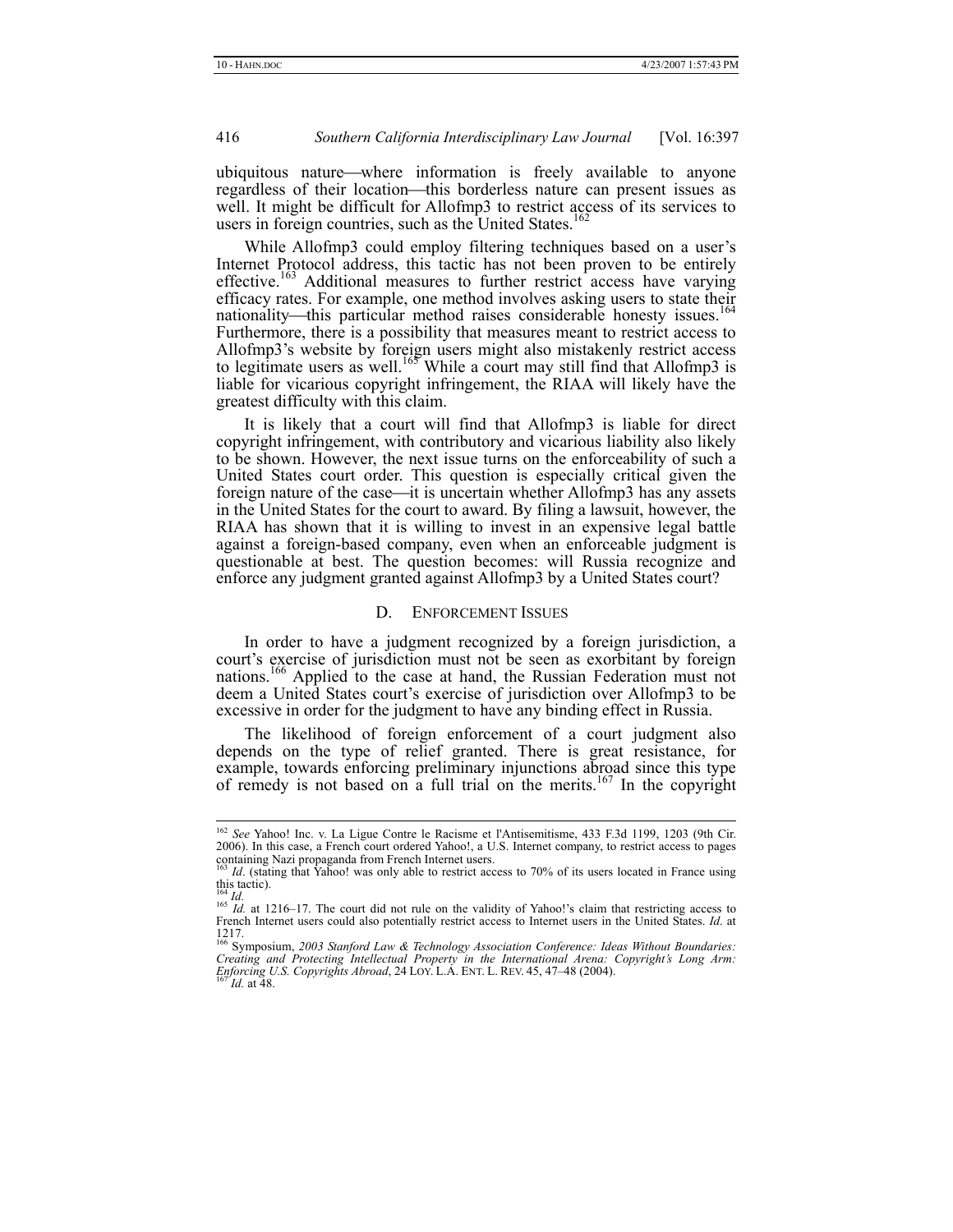ubiquitous nature—where information is freely available to anyone regardless of their location—this borderless nature can present issues as well. It might be difficult for Allofmp3 to restrict access of its services to users in foreign countries, such as the United States.[162]

While Allofmp3 could employ filtering techniques based on a user's Internet Protocol address, this tactic has not been proven to be entirely effective.[163] Additional measures to further restrict access have varying efficacy rates. For example, one method involves asking users to state their nationality—this particular method raises considerable honesty issues.[164] Furthermore, there is a possibility that measures meant to restrict access to Allofmp3's website by foreign users might also mistakenly restrict access to legitimate users as well.[165] While a court may still find that Allofmp3 is liable for vicarious copyright infringement, the RIAA will likely have the greatest difficulty with this claim.

It is likely that a court will find that Allofmp3 is liable for direct copyright infringement, with contributory and vicarious liability also likely to be shown. However, the next issue turns on the enforceability of such a United States court order. This question is especially critical given the foreign nature of the case—it is uncertain whether Allofmp3 has any assets in the United States for the court to award. By filing a lawsuit, however, the RIAA has shown that it is willing to invest in an expensive legal battle against a foreign-based company, even when an enforceable judgment is questionable at best. The question becomes: will Russia recognize and enforce any judgment granted against Allofmp3 by a United States court?

### D. Enforcement Issues

In order to have a judgment recognized by a foreign jurisdiction, a court's exercise of jurisdiction must not be seen as exorbitant by foreign nations.[166] Applied to the case at hand, the Russian Federation must not deem a United States court's exercise of jurisdiction over Allofmp3 to be excessive in order for the judgment to have any binding effect in Russia.

The likelihood of foreign enforcement of a court judgment also depends on the type of relief granted. There is great resistance, for example, towards enforcing preliminary injunctions abroad since this type of remedy is not based on a full trial on the merits.[167] In the copyright

---

[162] *See* Yahoo! Inc. v. La Ligue Contre le Racisme et l'Antisemitisme, 433 F.3d 1199, 1203 (9th Cir. 2006). In this case, a French court ordered Yahoo!, a U.S. Internet company, to restrict access to pages containing Nazi propaganda from French Internet users.

[163] *Id*. (stating that Yahoo! was only able to restrict access to 70% of its users located in France using this tactic).

[164] *Id.*

[165] *Id.* at 1216–17. The court did not rule on the validity of Yahoo!'s claim that restricting access to French Internet users could also potentially restrict access to Internet users in the United States. *Id*. at 1217.

[166] Symposium, *2003 Stanford Law & Technology Association Conference: Ideas Without Boundaries: Creating and Protecting Intellectual Property in the International Arena: Copyright's Long Arm: Enforcing U.S. Copyrights Abroad*, 24 LOY. L.A. ENT. L. REV. 45, 47–48 (2004).

[167] *Id.* at 48.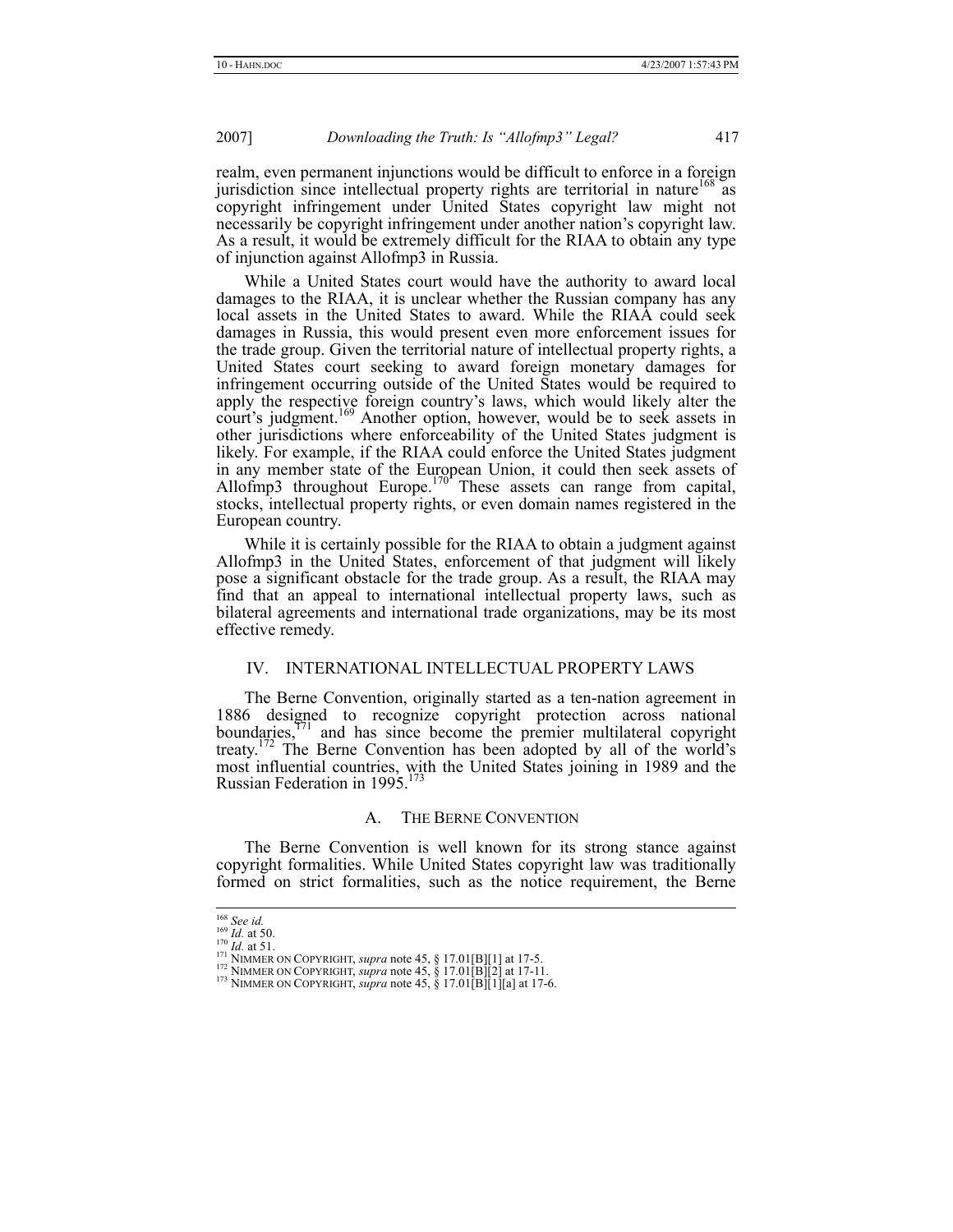realm, even permanent injunctions would be difficult to enforce in a foreign jurisdiction since intellectual property rights are territorial in nature[168] as copyright infringement under United States copyright law might not necessarily be copyright infringement under another nation's copyright law. As a result, it would be extremely difficult for the RIAA to obtain any type of injunction against Allofmp3 in Russia.

While a United States court would have the authority to award local damages to the RIAA, it is unclear whether the Russian company has any local assets in the United States to award. While the RIAA could seek damages in Russia, this would present even more enforcement issues for the trade group. Given the territorial nature of intellectual property rights, a United States court seeking to award foreign monetary damages for infringement occurring outside of the United States would be required to apply the respective foreign country's laws, which would likely alter the court's judgment.[169] Another option, however, would be to seek assets in other jurisdictions where enforceability of the United States judgment is likely. For example, if the RIAA could enforce the United States judgment in any member state of the European Union, it could then seek assets of Allofmp3 throughout Europe.[170] These assets can range from capital, stocks, intellectual property rights, or even domain names registered in the European country.

While it is certainly possible for the RIAA to obtain a judgment against Allofmp3 in the United States, enforcement of that judgment will likely pose a significant obstacle for the trade group. As a result, the RIAA may find that an appeal to international intellectual property laws, such as bilateral agreements and international trade organizations, may be its most effective remedy.

## IV. INTERNATIONAL INTELLECTUAL PROPERTY LAWS

The Berne Convention, originally started as a ten-nation agreement in 1886 designed to recognize copyright protection across national boundaries,[171] and has since become the premier multilateral copyright treaty.[172] The Berne Convention has been adopted by all of the world's most influential countries, with the United States joining in 1989 and the Russian Federation in 1995.[173]

### A. THE BERNE CONVENTION

The Berne Convention is well known for its strong stance against copyright formalities. While United States copyright law was traditionally formed on strict formalities, such as the notice requirement, the Berne

---

[168] *See id.*
[169] *Id.* at 50.
[170] *Id.* at 51.
[171] NIMMER ON COPYRIGHT, *supra* note 45, § 17.01[B][1] at 17-5.
[172] NIMMER ON COPYRIGHT, *supra* note 45, § 17.01[B][2] at 17-11.
[173] NIMMER ON COPYRIGHT, *supra* note 45, § 17.01[B][1][a] at 17-6.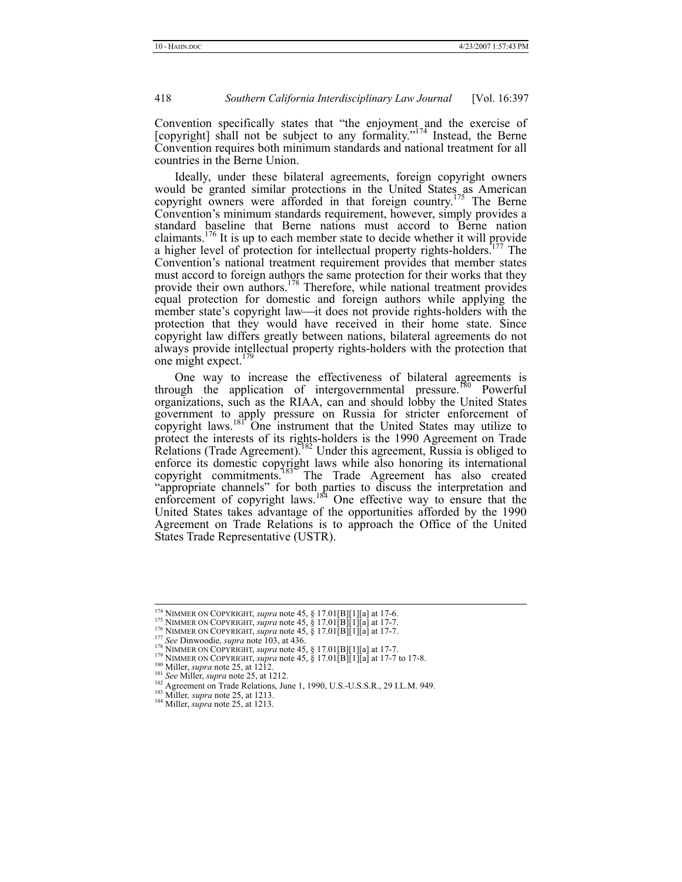Convention specifically states that "the enjoyment and the exercise of [copyright] shall not be subject to any formality."[174] Instead, the Berne Convention requires both minimum standards and national treatment for all countries in the Berne Union.

Ideally, under these bilateral agreements, foreign copyright owners would be granted similar protections in the United States as American copyright owners were afforded in that foreign country.[175] The Berne Convention's minimum standards requirement, however, simply provides a standard baseline that Berne nations must accord to Berne nation claimants.[176] It is up to each member state to decide whether it will provide a higher level of protection for intellectual property rights-holders.[177] The Convention's national treatment requirement provides that member states must accord to foreign authors the same protection for their works that they provide their own authors.[178] Therefore, while national treatment provides equal protection for domestic and foreign authors while applying the member state's copyright law—it does not provide rights-holders with the protection that they would have received in their home state. Since copyright law differs greatly between nations, bilateral agreements do not always provide intellectual property rights-holders with the protection that one might expect.[179]

One way to increase the effectiveness of bilateral agreements is through the application of intergovernmental pressure.[180] Powerful organizations, such as the RIAA, can and should lobby the United States government to apply pressure on Russia for stricter enforcement of copyright laws.[181] One instrument that the United States may utilize to protect the interests of its rights-holders is the 1990 Agreement on Trade Relations (Trade Agreement).[182] Under this agreement, Russia is obliged to enforce its domestic copyright laws while also honoring its international copyright commitments.[183] The Trade Agreement has also created "appropriate channels" for both parties to discuss the interpretation and enforcement of copyright laws.[184] One effective way to ensure that the United States takes advantage of the opportunities afforded by the 1990 Agreement on Trade Relations is to approach the Office of the United States Trade Representative (USTR).

---

[174] NIMMER ON COPYRIGHT, *supra* note 45, § 17.01[B][1][a] at 17-6.
[175] NIMMER ON COPYRIGHT, *supra* note 45, § 17.01[B][1][a] at 17-7.
[176] NIMMER ON COPYRIGHT, *supra* note 45, § 17.01[B][1][a] at 17-7.
[177] *See* Dinwoodie, *supra* note 103, at 436.
[178] NIMMER ON COPYRIGHT, *supra* note 45, § 17.01[B][1][a] at 17-7.
[179] NIMMER ON COPYRIGHT, *supra* note 45, § 17.01[B][1][a] at 17-7 to 17-8.
[180] Miller, *supra* note 25, at 1212.
[181] *See* Miller, *supra* note 25, at 1212.
[182] Agreement on Trade Relations, June 1, 1990, U.S.-U.S.S.R., 29 I.L.M. 949.
[183] Miller*, supra* note 25, at 1213.
[184] Miller, *supra* note 25, at 1213.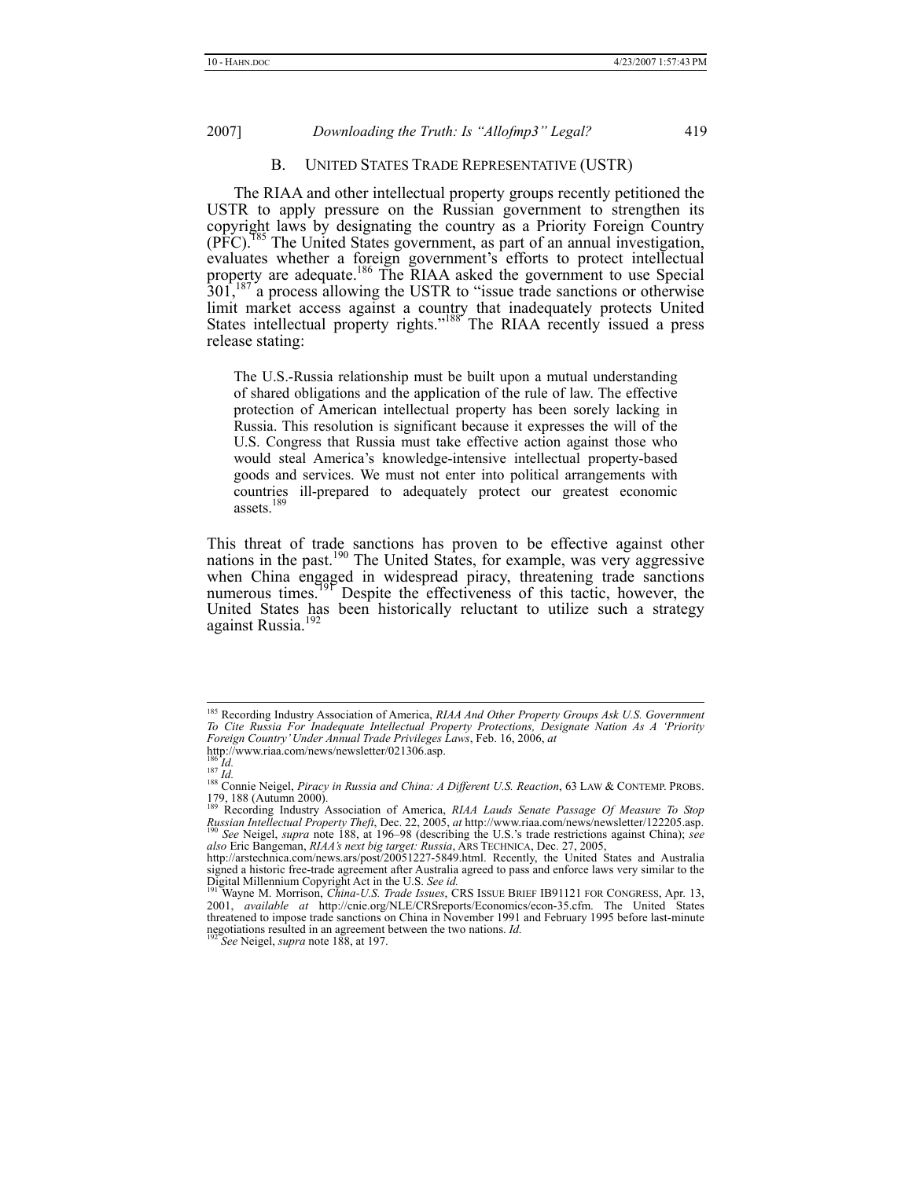### B. United States Trade Representative (USTR)

The RIAA and other intellectual property groups recently petitioned the USTR to apply pressure on the Russian government to strengthen its copyright laws by designating the country as a Priority Foreign Country (PFC).[185] The United States government, as part of an annual investigation, evaluates whether a foreign government's efforts to protect intellectual property are adequate.[186] The RIAA asked the government to use Special 301,[187] a process allowing the USTR to "issue trade sanctions or otherwise limit market access against a country that inadequately protects United States intellectual property rights."[188] The RIAA recently issued a press release stating:

> The U.S.-Russia relationship must be built upon a mutual understanding of shared obligations and the application of the rule of law. The effective protection of American intellectual property has been sorely lacking in Russia. This resolution is significant because it expresses the will of the U.S. Congress that Russia must take effective action against those who would steal America's knowledge-intensive intellectual property-based goods and services. We must not enter into political arrangements with countries ill-prepared to adequately protect our greatest economic assets.[189]

This threat of trade sanctions has proven to be effective against other nations in the past.[190] The United States, for example, was very aggressive when China engaged in widespread piracy, threatening trade sanctions numerous times.[191] Despite the effectiveness of this tactic, however, the United States has been historically reluctant to utilize such a strategy against Russia.[192]

---

[185] Recording Industry Association of America, *RIAA And Other Property Groups Ask U.S. Government To Cite Russia For Inadequate Intellectual Property Protections, Designate Nation As A 'Priority Foreign Country' Under Annual Trade Privileges Laws*, Feb. 16, 2006, *at* http://www.riaa.com/news/newsletter/021306.asp.

[186] *Id.*

[187] *Id.*

[188] Connie Neigel, *Piracy in Russia and China: A Different U.S. Reaction*, 63 LAW & CONTEMP. PROBS. 179, 188 (Autumn 2000).

[189] Recording Industry Association of America, *RIAA Lauds Senate Passage Of Measure To Stop Russian Intellectual Property Theft*, Dec. 22, 2005, *at* http://www.riaa.com/news/newsletter/122205.asp.

[190] *See* Neigel, *supra* note 188, at 196–98 (describing the U.S.'s trade restrictions against China); *see also* Eric Bangeman, *RIAA's next big target: Russia*, ARS TECHNICA, Dec. 27, 2005, http://arstechnica.com/news.ars/post/20051227-5849.html. Recently, the United States and Australia signed a historic free-trade agreement after Australia agreed to pass and enforce laws very similar to the Digital Millennium Copyright Act in the U.S. *See id.*

[191] Wayne M. Morrison, *China-U.S. Trade Issues*, CRS ISSUE BRIEF IB91121 FOR CONGRESS, Apr. 13, 2001, *available at* http://cnie.org/NLE/CRSreports/Economics/econ-35.cfm. The United States threatened to impose trade sanctions on China in November 1991 and February 1995 before last-minute negotiations resulted in an agreement between the two nations. *Id.*

[192] *See* Neigel, *supra* note 188, at 197.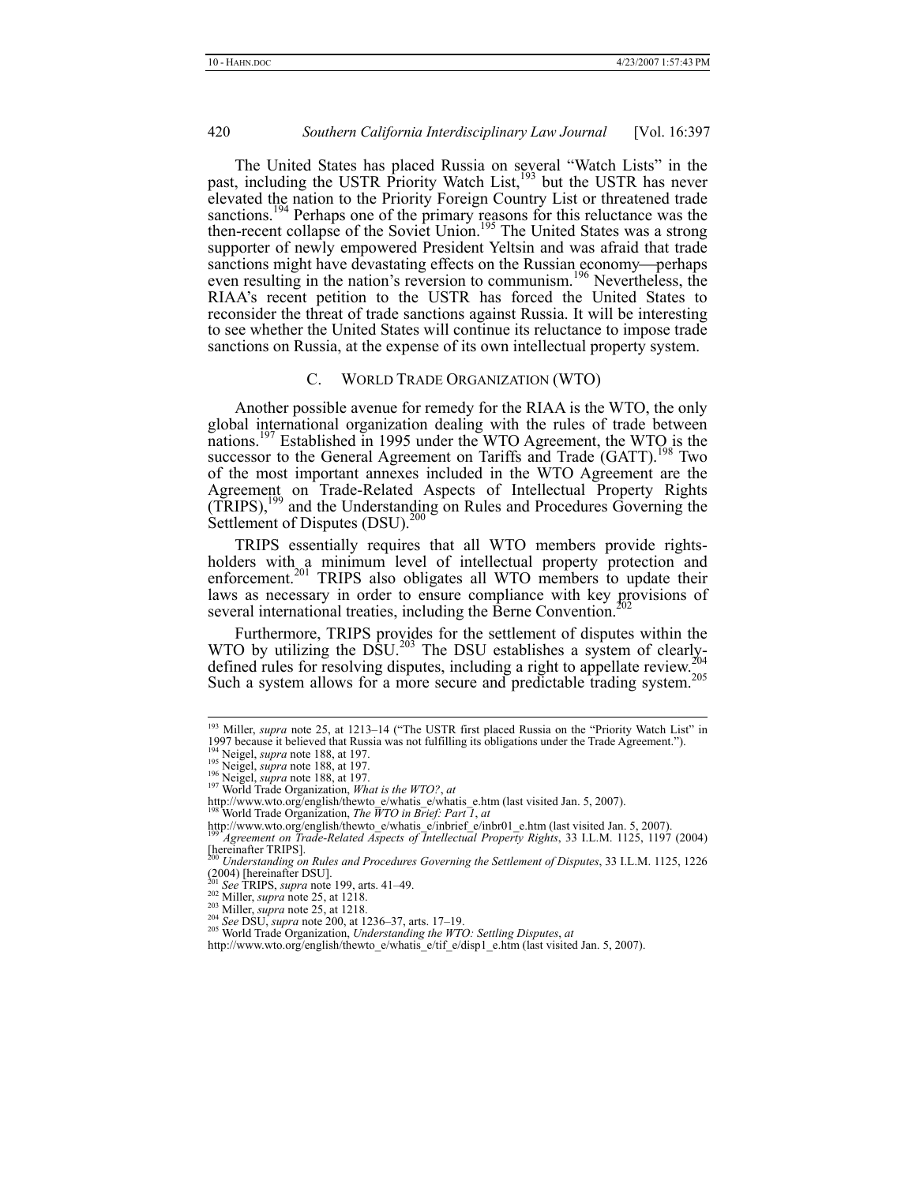The United States has placed Russia on several "Watch Lists" in the past, including the USTR Priority Watch List,[193] but the USTR has never elevated the nation to the Priority Foreign Country List or threatened trade sanctions.[194] Perhaps one of the primary reasons for this reluctance was the then-recent collapse of the Soviet Union.[195] The United States was a strong supporter of newly empowered President Yeltsin and was afraid that trade sanctions might have devastating effects on the Russian economy—perhaps even resulting in the nation's reversion to communism.[196] Nevertheless, the RIAA's recent petition to the USTR has forced the United States to reconsider the threat of trade sanctions against Russia. It will be interesting to see whether the United States will continue its reluctance to impose trade sanctions on Russia, at the expense of its own intellectual property system.

### C. World Trade Organization (WTO)

Another possible avenue for remedy for the RIAA is the WTO, the only global international organization dealing with the rules of trade between nations.[197] Established in 1995 under the WTO Agreement, the WTO is the successor to the General Agreement on Tariffs and Trade (GATT).[198] Two of the most important annexes included in the WTO Agreement are the Agreement on Trade-Related Aspects of Intellectual Property Rights (TRIPS),[199] and the Understanding on Rules and Procedures Governing the Settlement of Disputes (DSU).[200]

TRIPS essentially requires that all WTO members provide rights-holders with a minimum level of intellectual property protection and enforcement.[201] TRIPS also obligates all WTO members to update their laws as necessary in order to ensure compliance with key provisions of several international treaties, including the Berne Convention.[202]

Furthermore, TRIPS provides for the settlement of disputes within the WTO by utilizing the DSU.[203] The DSU establishes a system of clearly-defined rules for resolving disputes, including a right to appellate review.[204] Such a system allows for a more secure and predictable trading system.[205]

---

[193] Miller, *supra* note 25, at 1213–14 ("The USTR first placed Russia on the "Priority Watch List" in 1997 because it believed that Russia was not fulfilling its obligations under the Trade Agreement.").

[194] Neigel, *supra* note 188, at 197.

[195] Neigel, *supra* note 188, at 197.

[196] Neigel, *supra* note 188, at 197.

[197] World Trade Organization, *What is the WTO?*, *at* http://www.wto.org/english/thewto_e/whatis_e/whatis_e.htm (last visited Jan. 5, 2007).

[198] World Trade Organization, *The WTO in Brief: Part 1*, *at* http://www.wto.org/english/thewto_e/whatis_e/inbrief_e/inbr01_e.htm (last visited Jan. 5, 2007).

[199] *Agreement on Trade-Related Aspects of Intellectual Property Rights*, 33 I.L.M. 1125, 1197 (2004) [hereinafter TRIPS].

[200] *Understanding on Rules and Procedures Governing the Settlement of Disputes*, 33 I.L.M. 1125, 1226 (2004) [hereinafter DSU].

[201] *See* TRIPS, *supra* note 199, arts. 41–49.

[202] Miller, *supra* note 25, at 1218.

[203] Miller, *supra* note 25, at 1218.

[204] *See* DSU, *supra* note 200, at 1236–37, arts. 17–19.

[205] World Trade Organization, *Understanding the WTO: Settling Disputes*, *at* http://www.wto.org/english/thewto_e/whatis_e/tif_e/disp1_e.htm (last visited Jan. 5, 2007).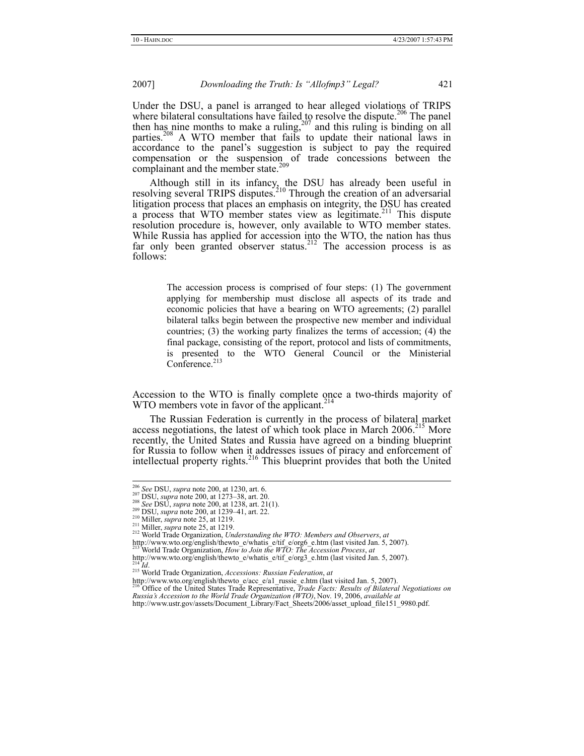Under the DSU, a panel is arranged to hear alleged violations of TRIPS where bilateral consultations have failed to resolve the dispute.[206] The panel then has nine months to make a ruling,[207] and this ruling is binding on all parties.[208] A WTO member that fails to update their national laws in accordance to the panel's suggestion is subject to pay the required compensation or the suspension of trade concessions between the complainant and the member state.[209]

Although still in its infancy, the DSU has already been useful in resolving several TRIPS disputes.[210] Through the creation of an adversarial litigation process that places an emphasis on integrity, the DSU has created a process that WTO member states view as legitimate.[211] This dispute resolution procedure is, however, only available to WTO member states. While Russia has applied for accession into the WTO, the nation has thus far only been granted observer status.[212] The accession process is as follows:

> The accession process is comprised of four steps: (1) The government applying for membership must disclose all aspects of its trade and economic policies that have a bearing on WTO agreements; (2) parallel bilateral talks begin between the prospective new member and individual countries; (3) the working party finalizes the terms of accession; (4) the final package, consisting of the report, protocol and lists of commitments, is presented to the WTO General Council or the Ministerial Conference.[213]

Accession to the WTO is finally complete once a two-thirds majority of WTO members vote in favor of the applicant.[214]

The Russian Federation is currently in the process of bilateral market access negotiations, the latest of which took place in March 2006.[215] More recently, the United States and Russia have agreed on a binding blueprint for Russia to follow when it addresses issues of piracy and enforcement of intellectual property rights.[216] This blueprint provides that both the United

---

[206] *See* DSU, *supra* note 200, at 1230, art. 6.
[207] DSU, *supra* note 200, at 1273–38, art. 20.
[208] *See* DSU, *supra* note 200, at 1238, art. 21(1).
[209] DSU, *supra* note 200, at 1239–41, art. 22.
[210] Miller, *supra* note 25, at 1219.
[211] Miller, *supra* note 25, at 1219.
[212] World Trade Organization, *Understanding the WTO: Members and Observers*, *at* http://www.wto.org/english/thewto_e/whatis_e/tif_e/org6_e.htm (last visited Jan. 5, 2007).
[213] World Trade Organization, *How to Join the WTO: The Accession Process*, *at* http://www.wto.org/english/thewto_e/whatis_e/tif_e/org3_e.htm (last visited Jan. 5, 2007).
[214] *Id*.
[215] World Trade Organization, *Accessions: Russian Federation*, *at* http://www.wto.org/english/thewto_e/acc_e/a1_russie_e.htm (last visited Jan. 5, 2007).
[216] Office of the United States Trade Representative, *Trade Facts: Results of Bilateral Negotiations on Russia's Accession to the World Trade Organization (WTO)*, Nov. 19, 2006, *available at* http://www.ustr.gov/assets/Document_Library/Fact_Sheets/2006/asset_upload_file151_9980.pdf.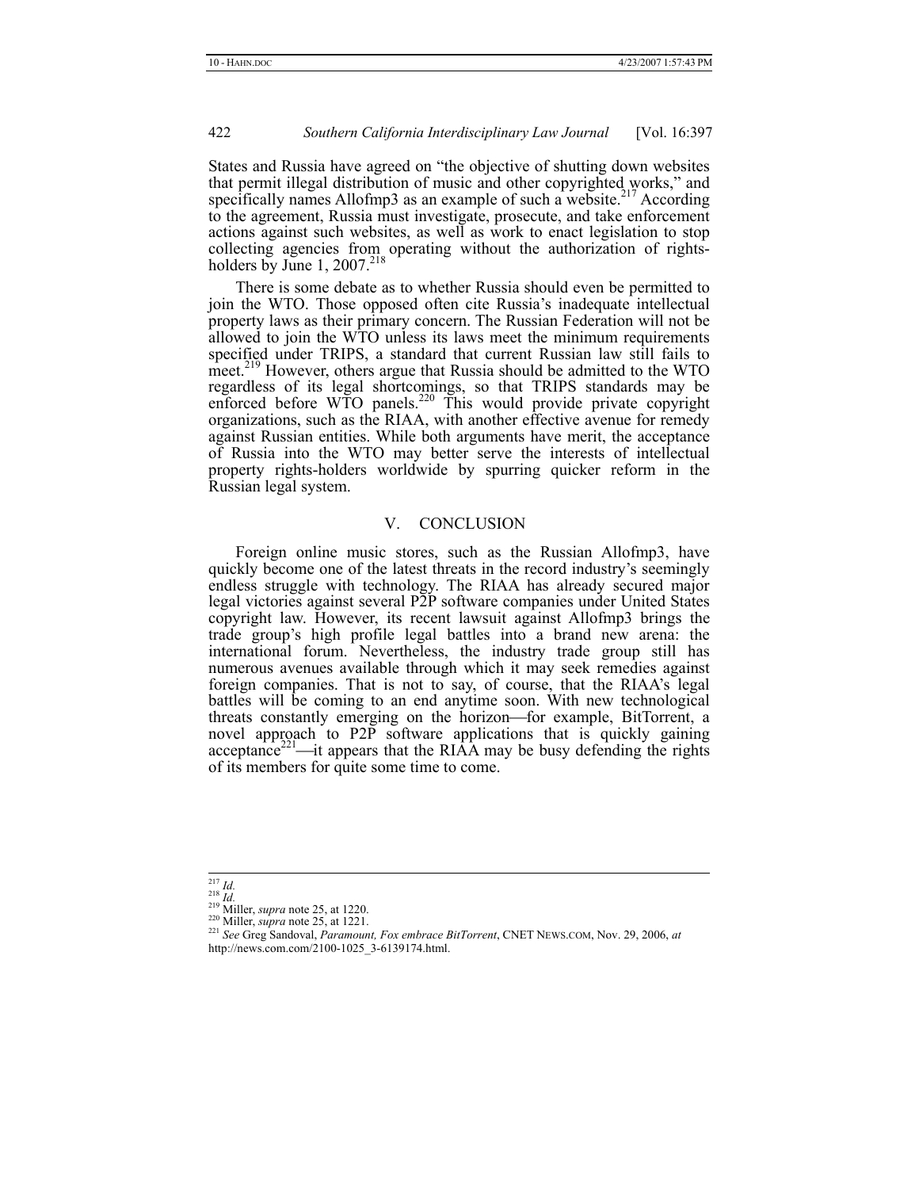States and Russia have agreed on "the objective of shutting down websites that permit illegal distribution of music and other copyrighted works," and specifically names Allofmp3 as an example of such a website.[217] According to the agreement, Russia must investigate, prosecute, and take enforcement actions against such websites, as well as work to enact legislation to stop collecting agencies from operating without the authorization of rights-holders by June 1, 2007.[218]

There is some debate as to whether Russia should even be permitted to join the WTO. Those opposed often cite Russia's inadequate intellectual property laws as their primary concern. The Russian Federation will not be allowed to join the WTO unless its laws meet the minimum requirements specified under TRIPS, a standard that current Russian law still fails to meet.[219] However, others argue that Russia should be admitted to the WTO regardless of its legal shortcomings, so that TRIPS standards may be enforced before WTO panels.[220] This would provide private copyright organizations, such as the RIAA, with another effective avenue for remedy against Russian entities. While both arguments have merit, the acceptance of Russia into the WTO may better serve the interests of intellectual property rights-holders worldwide by spurring quicker reform in the Russian legal system.

## V. CONCLUSION

Foreign online music stores, such as the Russian Allofmp3, have quickly become one of the latest threats in the record industry's seemingly endless struggle with technology. The RIAA has already secured major legal victories against several P2P software companies under United States copyright law. However, its recent lawsuit against Allofmp3 brings the trade group's high profile legal battles into a brand new arena: the international forum. Nevertheless, the industry trade group still has numerous avenues available through which it may seek remedies against foreign companies. That is not to say, of course, that the RIAA's legal battles will be coming to an end anytime soon. With new technological threats constantly emerging on the horizon—for example, BitTorrent, a novel approach to P2P software applications that is quickly gaining acceptance[221]—it appears that the RIAA may be busy defending the rights of its members for quite some time to come.

---

[217] *Id.*

[218] *Id.*

[219] Miller, *supra* note 25, at 1220.

[220] Miller, *supra* note 25, at 1221.

[221] *See* Greg Sandoval, *Paramount, Fox embrace BitTorrent*, CNET NEWS.COM, Nov. 29, 2006, *at* http://news.com.com/2100-1025_3-6139174.html.